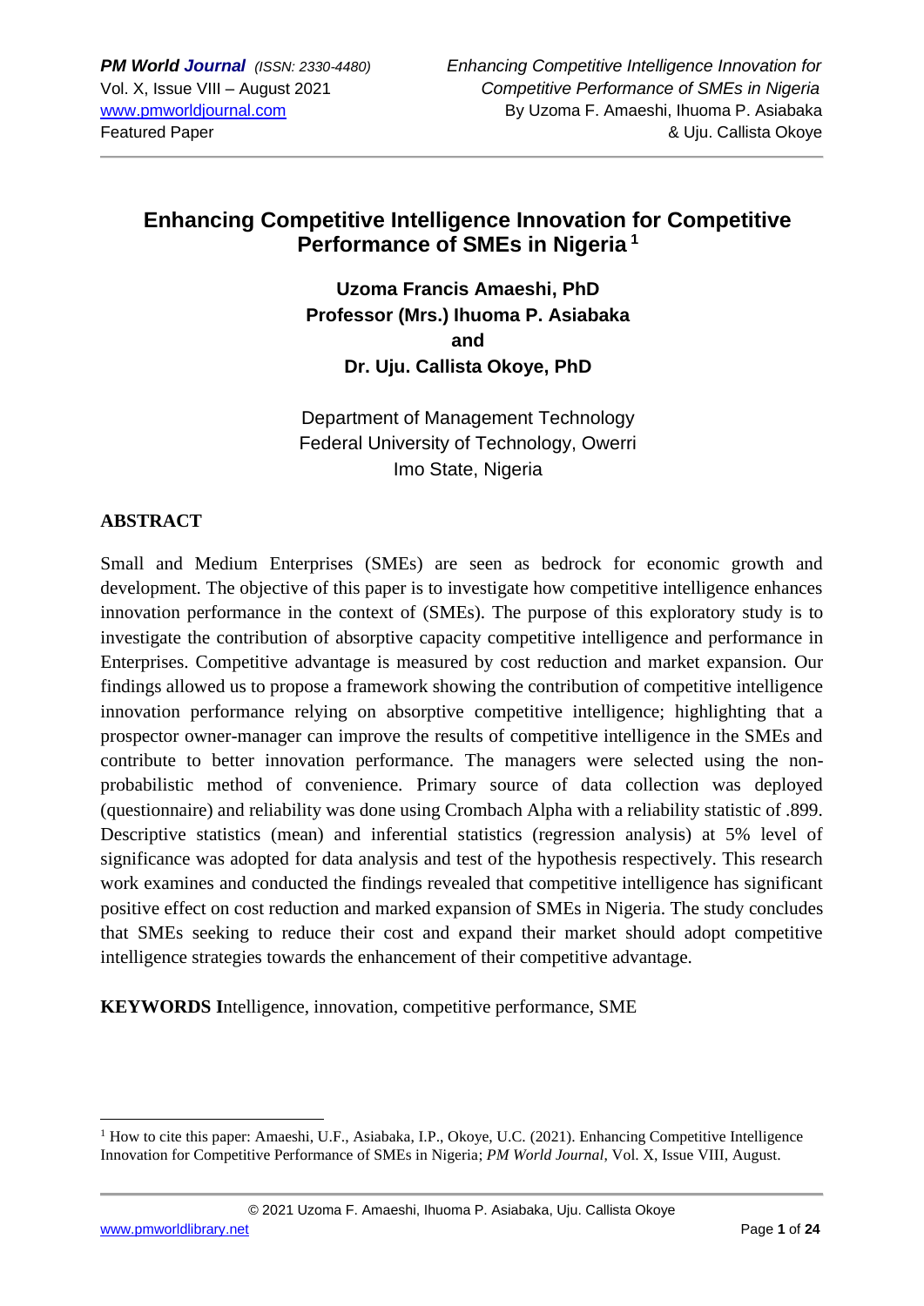# Enhancing Competitive Intelligence Innovation for Competitive Performance of SMEs in Nigeria [1]

**Uzoma Francis Amaeshi, PhD**
**Professor (Mrs.) Ihuoma P. Asiabaka**
**and**
**Dr. Uju. Callista Okoye, PhD**

Department of Management Technology
Federal University of Technology, Owerri
Imo State, Nigeria

## ABSTRACT

Small and Medium Enterprises (SMEs) are seen as bedrock for economic growth and development. The objective of this paper is to investigate how competitive intelligence enhances innovation performance in the context of (SMEs). The purpose of this exploratory study is to investigate the contribution of absorptive capacity competitive intelligence and performance in Enterprises. Competitive advantage is measured by cost reduction and market expansion. Our findings allowed us to propose a framework showing the contribution of competitive intelligence innovation performance relying on absorptive competitive intelligence; highlighting that a prospector owner-manager can improve the results of competitive intelligence in the SMEs and contribute to better innovation performance. The managers were selected using the non-probabilistic method of convenience. Primary source of data collection was deployed (questionnaire) and reliability was done using Crombach Alpha with a reliability statistic of .899. Descriptive statistics (mean) and inferential statistics (regression analysis) at 5% level of significance was adopted for data analysis and test of the hypothesis respectively. This research work examines and conducted the findings revealed that competitive intelligence has significant positive effect on cost reduction and marked expansion of SMEs in Nigeria. The study concludes that SMEs seeking to reduce their cost and expand their market should adopt competitive intelligence strategies towards the enhancement of their competitive advantage.

**KEYWORDS I**ntelligence, innovation, competitive performance, SME

---

[1] How to cite this paper: Amaeshi, U.F., Asiabaka, I.P., Okoye, U.C. (2021). Enhancing Competitive Intelligence Innovation for Competitive Performance of SMEs in Nigeria; *PM World Journal*, Vol. X, Issue VIII, August.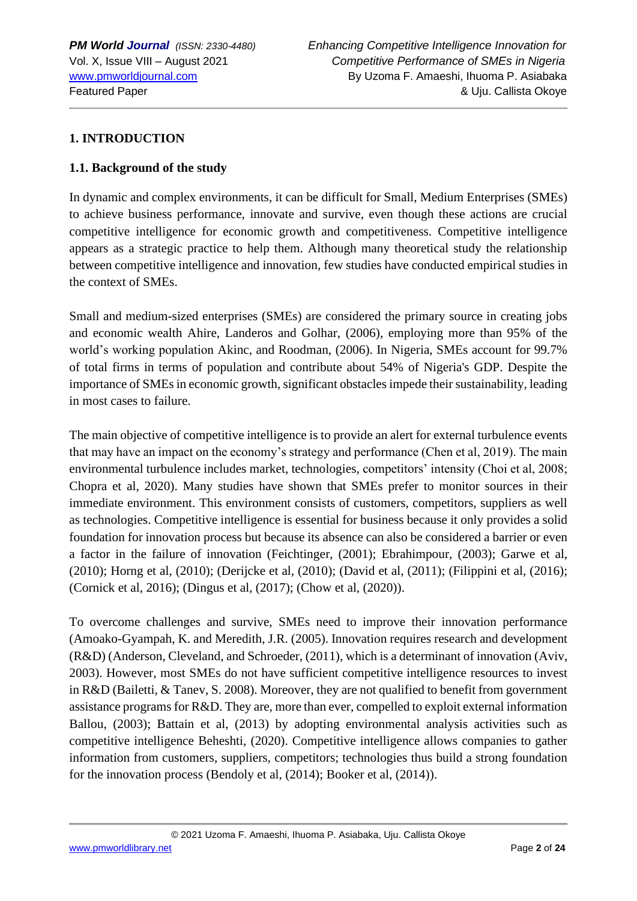## 1. INTRODUCTION

### 1.1. Background of the study

In dynamic and complex environments, it can be difficult for Small, Medium Enterprises (SMEs) to achieve business performance, innovate and survive, even though these actions are crucial competitive intelligence for economic growth and competitiveness. Competitive intelligence appears as a strategic practice to help them. Although many theoretical study the relationship between competitive intelligence and innovation, few studies have conducted empirical studies in the context of SMEs.

Small and medium-sized enterprises (SMEs) are considered the primary source in creating jobs and economic wealth Ahire, Landeros and Golhar, (2006), employing more than 95% of the world's working population Akinc, and Roodman, (2006). In Nigeria, SMEs account for 99.7% of total firms in terms of population and contribute about 54% of Nigeria's GDP. Despite the importance of SMEs in economic growth, significant obstacles impede their sustainability, leading in most cases to failure.

The main objective of competitive intelligence is to provide an alert for external turbulence events that may have an impact on the economy's strategy and performance (Chen et al, 2019). The main environmental turbulence includes market, technologies, competitors' intensity (Choi et al, 2008; Chopra et al, 2020). Many studies have shown that SMEs prefer to monitor sources in their immediate environment. This environment consists of customers, competitors, suppliers as well as technologies. Competitive intelligence is essential for business because it only provides a solid foundation for innovation process but because its absence can also be considered a barrier or even a factor in the failure of innovation (Feichtinger, (2001); Ebrahimpour, (2003); Garwe et al, (2010); Horng et al, (2010); (Derijcke et al, (2010); (David et al, (2011); (Filippini et al, (2016); (Cornick et al, 2016); (Dingus et al, (2017); (Chow et al, (2020)).

To overcome challenges and survive, SMEs need to improve their innovation performance (Amoako-Gyampah, K. and Meredith, J.R. (2005). Innovation requires research and development (R&D) (Anderson, Cleveland, and Schroeder, (2011), which is a determinant of innovation (Aviv, 2003). However, most SMEs do not have sufficient competitive intelligence resources to invest in R&D (Bailetti, & Tanev, S. 2008). Moreover, they are not qualified to benefit from government assistance programs for R&D. They are, more than ever, compelled to exploit external information Ballou, (2003); Battain et al, (2013) by adopting environmental analysis activities such as competitive intelligence Beheshti, (2020). Competitive intelligence allows companies to gather information from customers, suppliers, competitors; technologies thus build a strong foundation for the innovation process (Bendoly et al, (2014); Booker et al, (2014)).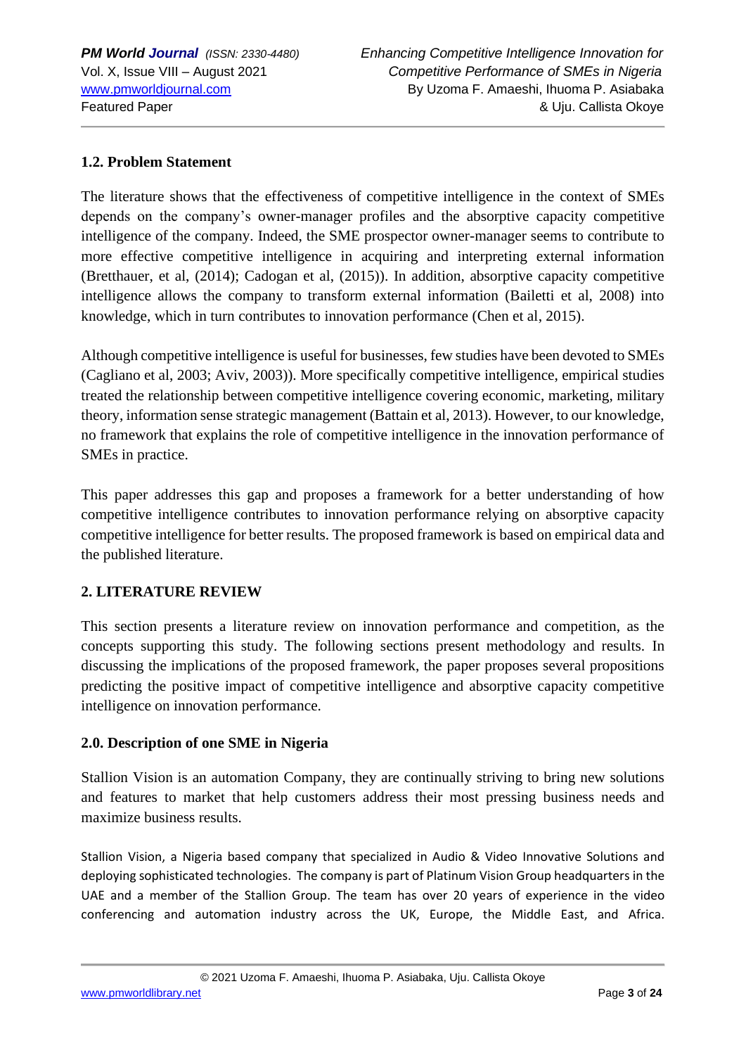### 1.2. Problem Statement

The literature shows that the effectiveness of competitive intelligence in the context of SMEs depends on the company's owner-manager profiles and the absorptive capacity competitive intelligence of the company. Indeed, the SME prospector owner-manager seems to contribute to more effective competitive intelligence in acquiring and interpreting external information (Bretthauer, et al, (2014); Cadogan et al, (2015)). In addition, absorptive capacity competitive intelligence allows the company to transform external information (Bailetti et al, 2008) into knowledge, which in turn contributes to innovation performance (Chen et al, 2015).

Although competitive intelligence is useful for businesses, few studies have been devoted to SMEs (Cagliano et al, 2003; Aviv, 2003)). More specifically competitive intelligence, empirical studies treated the relationship between competitive intelligence covering economic, marketing, military theory, information sense strategic management (Battain et al, 2013). However, to our knowledge, no framework that explains the role of competitive intelligence in the innovation performance of SMEs in practice.

This paper addresses this gap and proposes a framework for a better understanding of how competitive intelligence contributes to innovation performance relying on absorptive capacity competitive intelligence for better results. The proposed framework is based on empirical data and the published literature.

## 2. LITERATURE REVIEW

This section presents a literature review on innovation performance and competition, as the concepts supporting this study. The following sections present methodology and results. In discussing the implications of the proposed framework, the paper proposes several propositions predicting the positive impact of competitive intelligence and absorptive capacity competitive intelligence on innovation performance.

### 2.0. Description of one SME in Nigeria

Stallion Vision is an automation Company, they are continually striving to bring new solutions and features to market that help customers address their most pressing business needs and maximize business results.

Stallion Vision, a Nigeria based company that specialized in Audio & Video Innovative Solutions and deploying sophisticated technologies. The company is part of Platinum Vision Group headquarters in the UAE and a member of the Stallion Group. The team has over 20 years of experience in the video conferencing and automation industry across the UK, Europe, the Middle East, and Africa.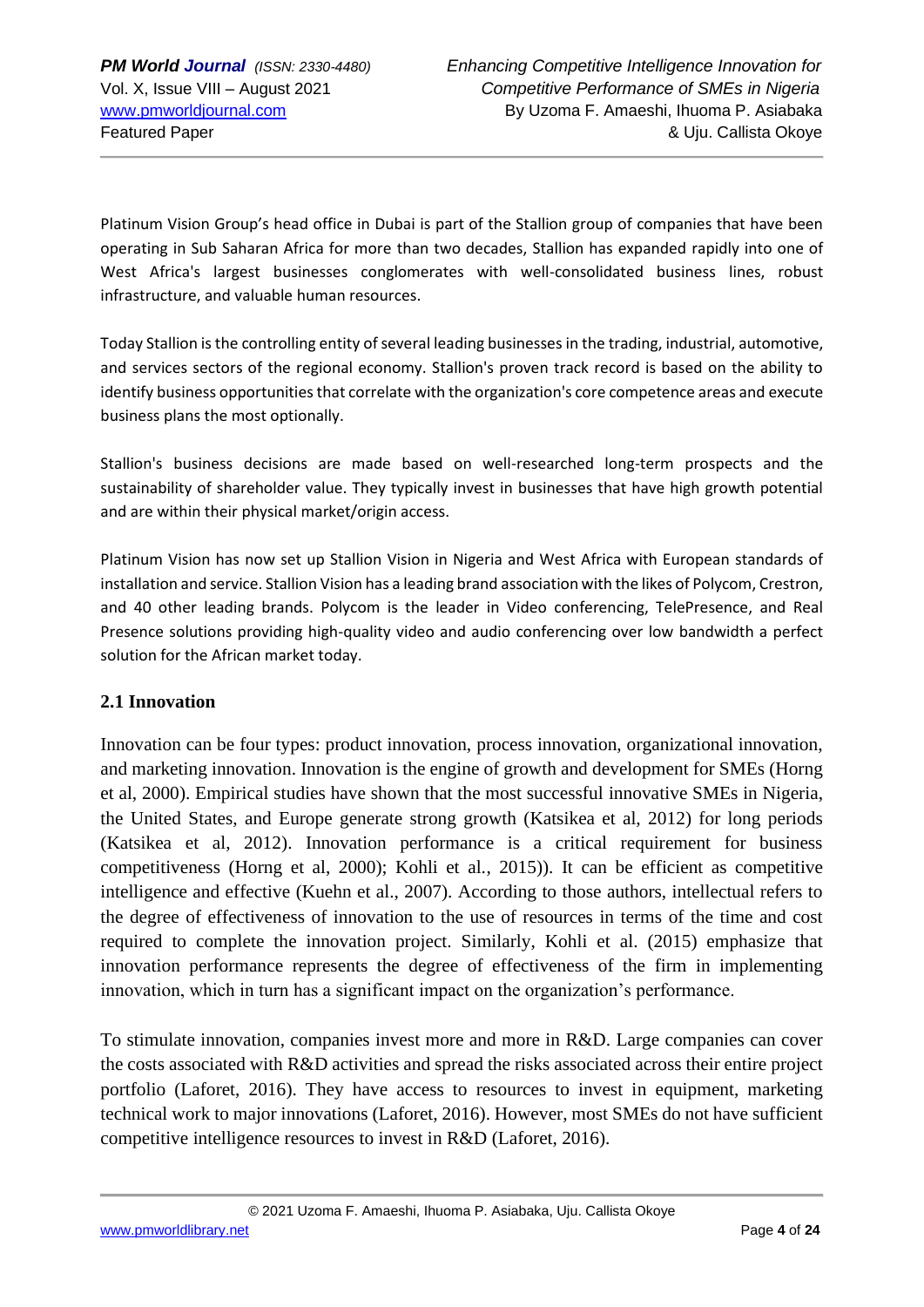Platinum Vision Group's head office in Dubai is part of the Stallion group of companies that have been operating in Sub Saharan Africa for more than two decades, Stallion has expanded rapidly into one of West Africa's largest businesses conglomerates with well-consolidated business lines, robust infrastructure, and valuable human resources.

Today Stallion is the controlling entity of several leading businesses in the trading, industrial, automotive, and services sectors of the regional economy. Stallion's proven track record is based on the ability to identify business opportunities that correlate with the organization's core competence areas and execute business plans the most optionally.

Stallion's business decisions are made based on well-researched long-term prospects and the sustainability of shareholder value. They typically invest in businesses that have high growth potential and are within their physical market/origin access.

Platinum Vision has now set up Stallion Vision in Nigeria and West Africa with European standards of installation and service. Stallion Vision has a leading brand association with the likes of Polycom, Crestron, and 40 other leading brands. Polycom is the leader in Video conferencing, TelePresence, and Real Presence solutions providing high-quality video and audio conferencing over low bandwidth a perfect solution for the African market today.

## 2.1 Innovation

Innovation can be four types: product innovation, process innovation, organizational innovation, and marketing innovation. Innovation is the engine of growth and development for SMEs (Horng et al, 2000). Empirical studies have shown that the most successful innovative SMEs in Nigeria, the United States, and Europe generate strong growth (Katsikea et al, 2012) for long periods (Katsikea et al, 2012). Innovation performance is a critical requirement for business competitiveness (Horng et al, 2000); Kohli et al., 2015)). It can be efficient as competitive intelligence and effective (Kuehn et al., 2007). According to those authors, intellectual refers to the degree of effectiveness of innovation to the use of resources in terms of the time and cost required to complete the innovation project. Similarly, Kohli et al. (2015) emphasize that innovation performance represents the degree of effectiveness of the firm in implementing innovation, which in turn has a significant impact on the organization's performance.

To stimulate innovation, companies invest more and more in R&D. Large companies can cover the costs associated with R&D activities and spread the risks associated across their entire project portfolio (Laforet, 2016). They have access to resources to invest in equipment, marketing technical work to major innovations (Laforet, 2016). However, most SMEs do not have sufficient competitive intelligence resources to invest in R&D (Laforet, 2016).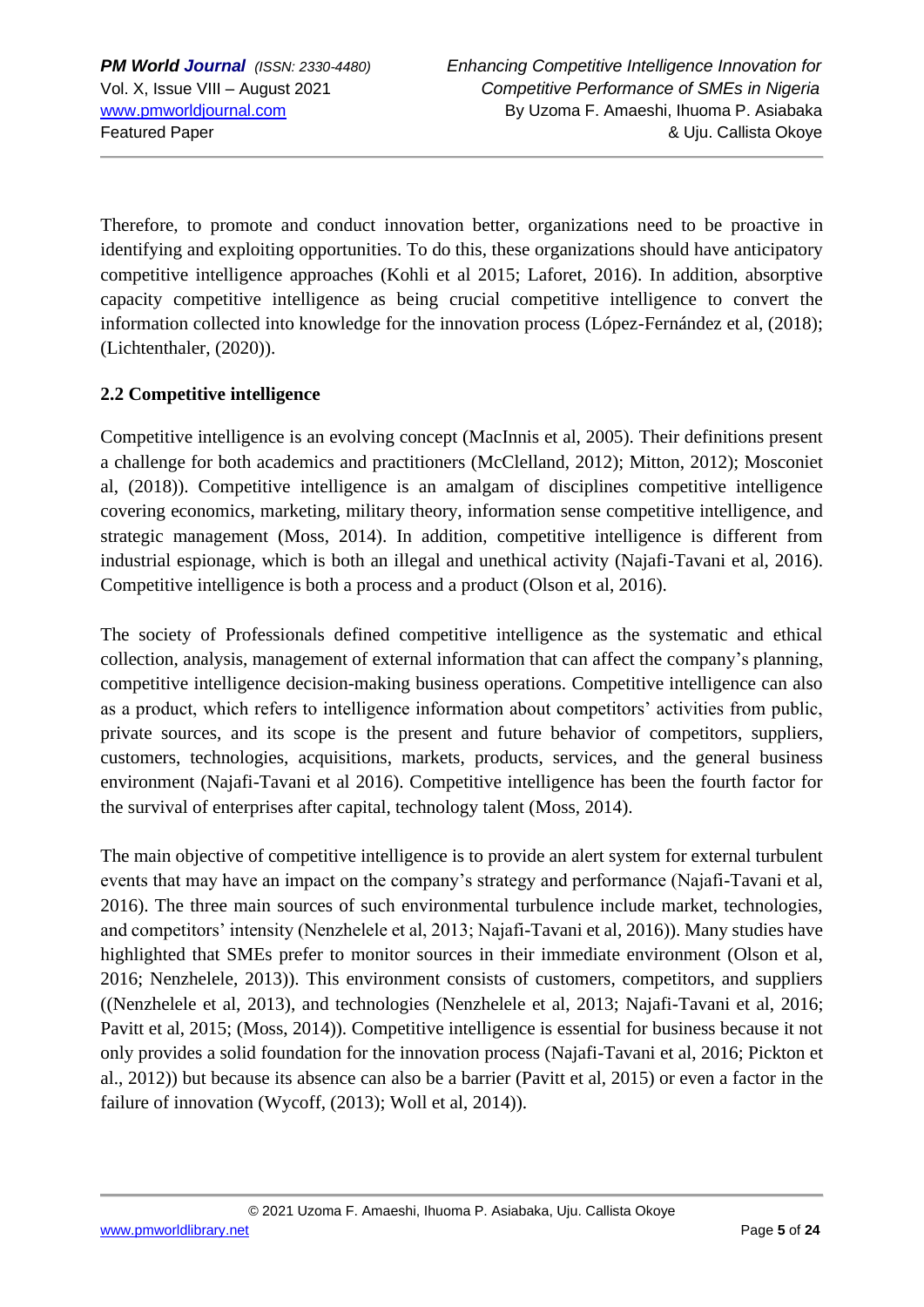Therefore, to promote and conduct innovation better, organizations need to be proactive in identifying and exploiting opportunities. To do this, these organizations should have anticipatory competitive intelligence approaches (Kohli et al 2015; Laforet, 2016). In addition, absorptive capacity competitive intelligence as being crucial competitive intelligence to convert the information collected into knowledge for the innovation process (López-Fernández et al, (2018); (Lichtenthaler, (2020)).

## 2.2 Competitive intelligence

Competitive intelligence is an evolving concept (MacInnis et al, 2005). Their definitions present a challenge for both academics and practitioners (McClelland, 2012); Mitton, 2012); Mosconiet al, (2018)). Competitive intelligence is an amalgam of disciplines competitive intelligence covering economics, marketing, military theory, information sense competitive intelligence, and strategic management (Moss, 2014). In addition, competitive intelligence is different from industrial espionage, which is both an illegal and unethical activity (Najafi-Tavani et al, 2016). Competitive intelligence is both a process and a product (Olson et al, 2016).

The society of Professionals defined competitive intelligence as the systematic and ethical collection, analysis, management of external information that can affect the company's planning, competitive intelligence decision-making business operations. Competitive intelligence can also as a product, which refers to intelligence information about competitors' activities from public, private sources, and its scope is the present and future behavior of competitors, suppliers, customers, technologies, acquisitions, markets, products, services, and the general business environment (Najafi-Tavani et al 2016). Competitive intelligence has been the fourth factor for the survival of enterprises after capital, technology talent (Moss, 2014).

The main objective of competitive intelligence is to provide an alert system for external turbulent events that may have an impact on the company's strategy and performance (Najafi-Tavani et al, 2016). The three main sources of such environmental turbulence include market, technologies, and competitors' intensity (Nenzhelele et al, 2013; Najafi-Tavani et al, 2016)). Many studies have highlighted that SMEs prefer to monitor sources in their immediate environment (Olson et al, 2016; Nenzhelele, 2013)). This environment consists of customers, competitors, and suppliers ((Nenzhelele et al, 2013), and technologies (Nenzhelele et al, 2013; Najafi-Tavani et al, 2016; Pavitt et al, 2015; (Moss, 2014)). Competitive intelligence is essential for business because it not only provides a solid foundation for the innovation process (Najafi-Tavani et al, 2016; Pickton et al., 2012)) but because its absence can also be a barrier (Pavitt et al, 2015) or even a factor in the failure of innovation (Wycoff, (2013); Woll et al, 2014)).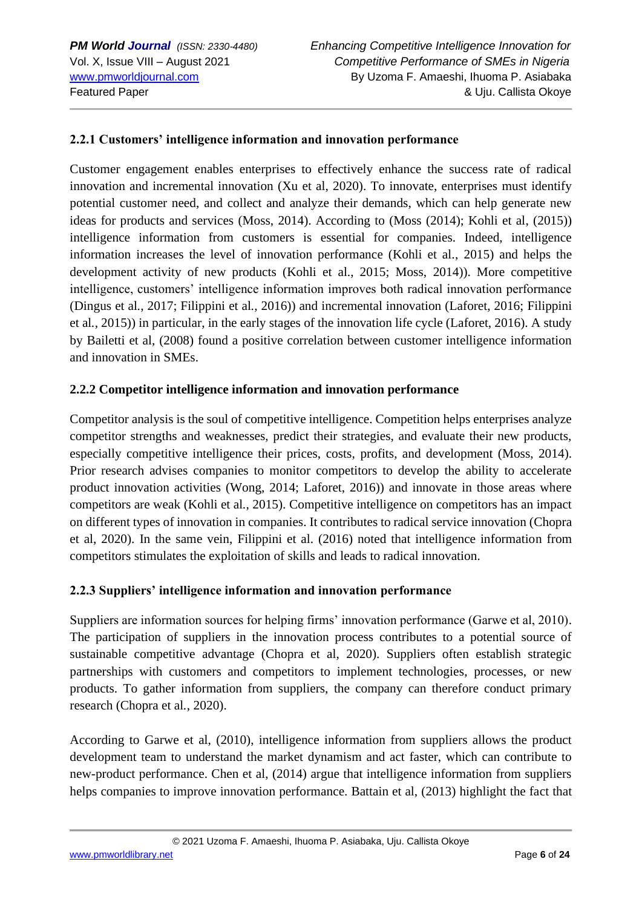### 2.2.1 Customers' intelligence information and innovation performance

Customer engagement enables enterprises to effectively enhance the success rate of radical innovation and incremental innovation (Xu et al, 2020). To innovate, enterprises must identify potential customer need, and collect and analyze their demands, which can help generate new ideas for products and services (Moss, 2014). According to (Moss (2014); Kohli et al, (2015)) intelligence information from customers is essential for companies. Indeed, intelligence information increases the level of innovation performance (Kohli et al., 2015) and helps the development activity of new products (Kohli et al., 2015; Moss, 2014)). More competitive intelligence, customers' intelligence information improves both radical innovation performance (Dingus et al., 2017; Filippini et al., 2016)) and incremental innovation (Laforet, 2016; Filippini et al., 2015)) in particular, in the early stages of the innovation life cycle (Laforet, 2016). A study by Bailetti et al, (2008) found a positive correlation between customer intelligence information and innovation in SMEs.

### 2.2.2 Competitor intelligence information and innovation performance

Competitor analysis is the soul of competitive intelligence. Competition helps enterprises analyze competitor strengths and weaknesses, predict their strategies, and evaluate their new products, especially competitive intelligence their prices, costs, profits, and development (Moss, 2014). Prior research advises companies to monitor competitors to develop the ability to accelerate product innovation activities (Wong, 2014; Laforet, 2016)) and innovate in those areas where competitors are weak (Kohli et al., 2015). Competitive intelligence on competitors has an impact on different types of innovation in companies. It contributes to radical service innovation (Chopra et al, 2020). In the same vein, Filippini et al. (2016) noted that intelligence information from competitors stimulates the exploitation of skills and leads to radical innovation.

### 2.2.3 Suppliers' intelligence information and innovation performance

Suppliers are information sources for helping firms' innovation performance (Garwe et al, 2010). The participation of suppliers in the innovation process contributes to a potential source of sustainable competitive advantage (Chopra et al, 2020). Suppliers often establish strategic partnerships with customers and competitors to implement technologies, processes, or new products. To gather information from suppliers, the company can therefore conduct primary research (Chopra et al., 2020).

According to Garwe et al, (2010), intelligence information from suppliers allows the product development team to understand the market dynamism and act faster, which can contribute to new-product performance. Chen et al, (2014) argue that intelligence information from suppliers helps companies to improve innovation performance. Battain et al, (2013) highlight the fact that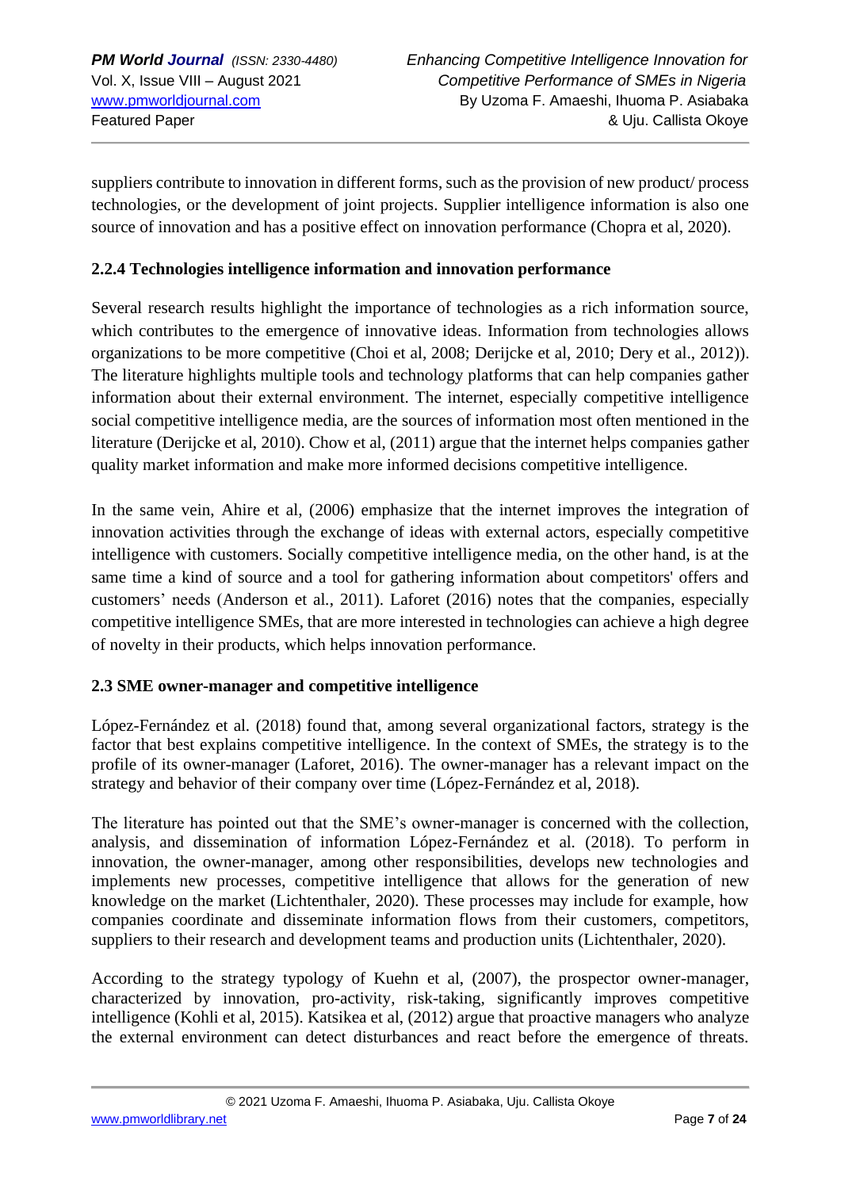suppliers contribute to innovation in different forms, such as the provision of new product/ process technologies, or the development of joint projects. Supplier intelligence information is also one source of innovation and has a positive effect on innovation performance (Chopra et al, 2020).

### 2.2.4 Technologies intelligence information and innovation performance

Several research results highlight the importance of technologies as a rich information source, which contributes to the emergence of innovative ideas. Information from technologies allows organizations to be more competitive (Choi et al, 2008; Derijcke et al, 2010; Dery et al., 2012)). The literature highlights multiple tools and technology platforms that can help companies gather information about their external environment. The internet, especially competitive intelligence social competitive intelligence media, are the sources of information most often mentioned in the literature (Derijcke et al, 2010). Chow et al, (2011) argue that the internet helps companies gather quality market information and make more informed decisions competitive intelligence.

In the same vein, Ahire et al, (2006) emphasize that the internet improves the integration of innovation activities through the exchange of ideas with external actors, especially competitive intelligence with customers. Socially competitive intelligence media, on the other hand, is at the same time a kind of source and a tool for gathering information about competitors' offers and customers' needs (Anderson et al., 2011). Laforet (2016) notes that the companies, especially competitive intelligence SMEs, that are more interested in technologies can achieve a high degree of novelty in their products, which helps innovation performance.

## 2.3 SME owner-manager and competitive intelligence

López-Fernández et al. (2018) found that, among several organizational factors, strategy is the factor that best explains competitive intelligence. In the context of SMEs, the strategy is to the profile of its owner-manager (Laforet, 2016). The owner-manager has a relevant impact on the strategy and behavior of their company over time (López-Fernández et al, 2018).

The literature has pointed out that the SME's owner-manager is concerned with the collection, analysis, and dissemination of information López-Fernández et al. (2018). To perform in innovation, the owner-manager, among other responsibilities, develops new technologies and implements new processes, competitive intelligence that allows for the generation of new knowledge on the market (Lichtenthaler, 2020). These processes may include for example, how companies coordinate and disseminate information flows from their customers, competitors, suppliers to their research and development teams and production units (Lichtenthaler, 2020).

According to the strategy typology of Kuehn et al, (2007), the prospector owner-manager, characterized by innovation, pro-activity, risk-taking, significantly improves competitive intelligence (Kohli et al, 2015). Katsikea et al, (2012) argue that proactive managers who analyze the external environment can detect disturbances and react before the emergence of threats.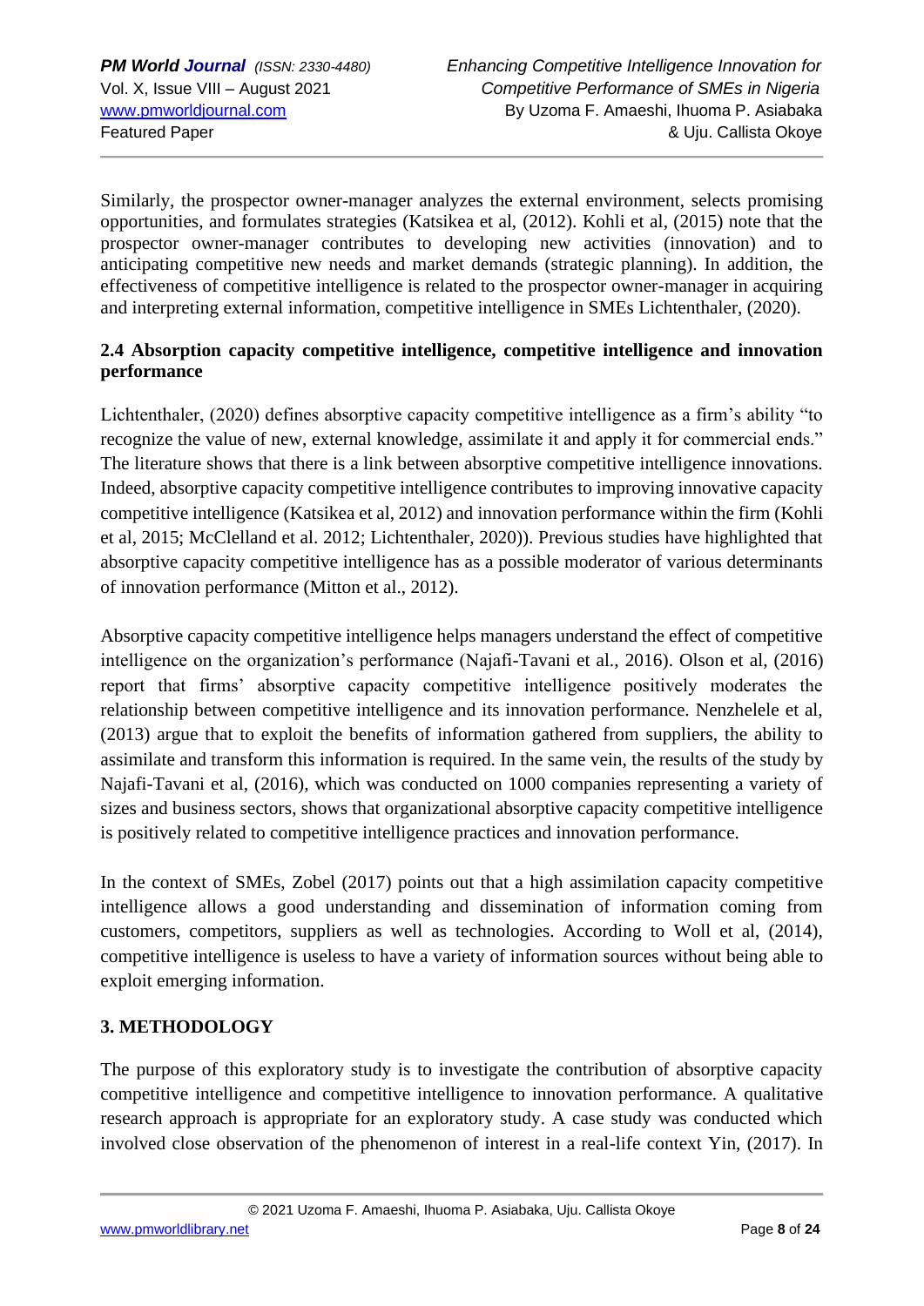Similarly, the prospector owner-manager analyzes the external environment, selects promising opportunities, and formulates strategies (Katsikea et al, (2012). Kohli et al, (2015) note that the prospector owner-manager contributes to developing new activities (innovation) and to anticipating competitive new needs and market demands (strategic planning). In addition, the effectiveness of competitive intelligence is related to the prospector owner-manager in acquiring and interpreting external information, competitive intelligence in SMEs Lichtenthaler, (2020).

### 2.4 Absorption capacity competitive intelligence, competitive intelligence and innovation performance

Lichtenthaler, (2020) defines absorptive capacity competitive intelligence as a firm's ability "to recognize the value of new, external knowledge, assimilate it and apply it for commercial ends." The literature shows that there is a link between absorptive competitive intelligence innovations. Indeed, absorptive capacity competitive intelligence contributes to improving innovative capacity competitive intelligence (Katsikea et al, 2012) and innovation performance within the firm (Kohli et al, 2015; McClelland et al. 2012; Lichtenthaler, 2020)). Previous studies have highlighted that absorptive capacity competitive intelligence has as a possible moderator of various determinants of innovation performance (Mitton et al., 2012).

Absorptive capacity competitive intelligence helps managers understand the effect of competitive intelligence on the organization's performance (Najafi-Tavani et al., 2016). Olson et al, (2016) report that firms' absorptive capacity competitive intelligence positively moderates the relationship between competitive intelligence and its innovation performance. Nenzhelele et al, (2013) argue that to exploit the benefits of information gathered from suppliers, the ability to assimilate and transform this information is required. In the same vein, the results of the study by Najafi-Tavani et al, (2016), which was conducted on 1000 companies representing a variety of sizes and business sectors, shows that organizational absorptive capacity competitive intelligence is positively related to competitive intelligence practices and innovation performance.

In the context of SMEs, Zobel (2017) points out that a high assimilation capacity competitive intelligence allows a good understanding and dissemination of information coming from customers, competitors, suppliers as well as technologies. According to Woll et al, (2014), competitive intelligence is useless to have a variety of information sources without being able to exploit emerging information.

## 3. METHODOLOGY

The purpose of this exploratory study is to investigate the contribution of absorptive capacity competitive intelligence and competitive intelligence to innovation performance. A qualitative research approach is appropriate for an exploratory study. A case study was conducted which involved close observation of the phenomenon of interest in a real-life context Yin, (2017). In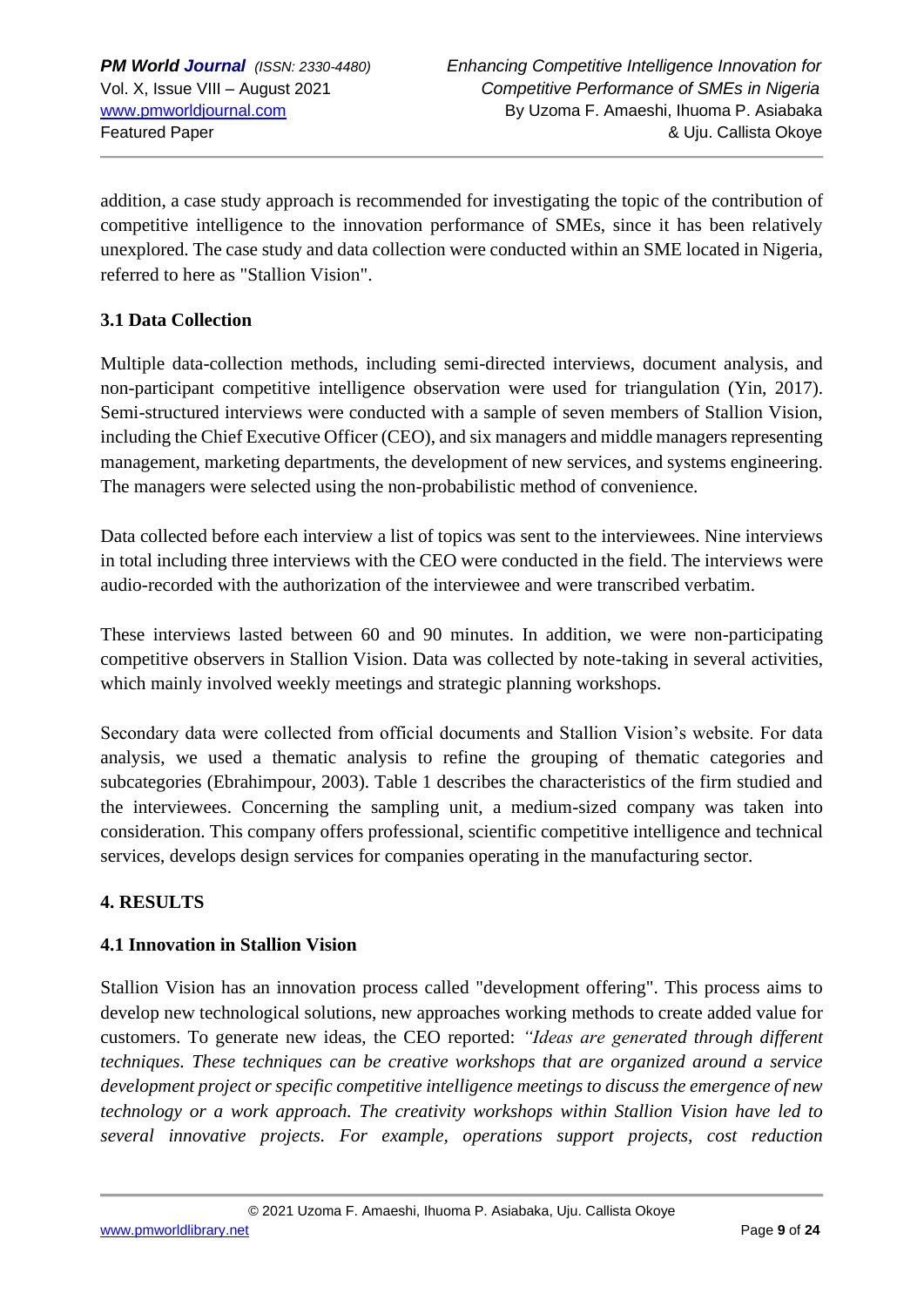addition, a case study approach is recommended for investigating the topic of the contribution of competitive intelligence to the innovation performance of SMEs, since it has been relatively unexplored. The case study and data collection were conducted within an SME located in Nigeria, referred to here as "Stallion Vision".

### 3.1 Data Collection

Multiple data-collection methods, including semi-directed interviews, document analysis, and non-participant competitive intelligence observation were used for triangulation (Yin, 2017). Semi-structured interviews were conducted with a sample of seven members of Stallion Vision, including the Chief Executive Officer (CEO), and six managers and middle managers representing management, marketing departments, the development of new services, and systems engineering. The managers were selected using the non-probabilistic method of convenience.

Data collected before each interview a list of topics was sent to the interviewees. Nine interviews in total including three interviews with the CEO were conducted in the field. The interviews were audio-recorded with the authorization of the interviewee and were transcribed verbatim.

These interviews lasted between 60 and 90 minutes. In addition, we were non-participating competitive observers in Stallion Vision. Data was collected by note-taking in several activities, which mainly involved weekly meetings and strategic planning workshops.

Secondary data were collected from official documents and Stallion Vision's website. For data analysis, we used a thematic analysis to refine the grouping of thematic categories and subcategories (Ebrahimpour, 2003). Table 1 describes the characteristics of the firm studied and the interviewees. Concerning the sampling unit, a medium-sized company was taken into consideration. This company offers professional, scientific competitive intelligence and technical services, develops design services for companies operating in the manufacturing sector.

## 4. RESULTS

### 4.1 Innovation in Stallion Vision

Stallion Vision has an innovation process called "development offering". This process aims to develop new technological solutions, new approaches working methods to create added value for customers. To generate new ideas, the CEO reported: *"Ideas are generated through different techniques. These techniques can be creative workshops that are organized around a service development project or specific competitive intelligence meetings to discuss the emergence of new technology or a work approach. The creativity workshops within Stallion Vision have led to several innovative projects. For example, operations support projects, cost reduction*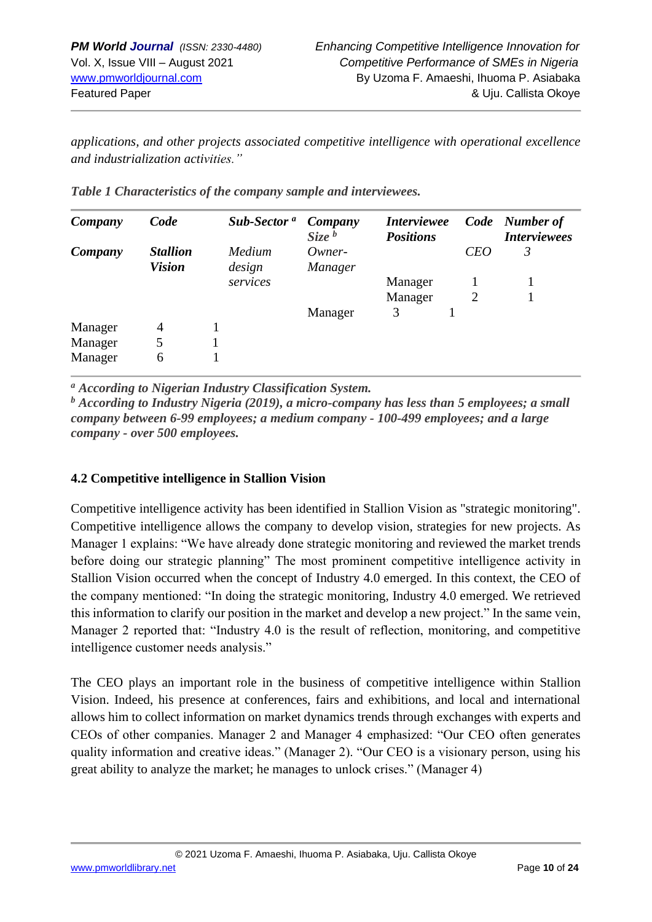*applications, and other projects associated competitive intelligence with operational excellence and industrialization activities."*

***Table 1 Characteristics of the company sample and interviewees.***

| ***Company*** | ***Code*** | ***Sub-Sector*** [a] | ***Company Size*** [b] | ***Interviewee Positions*** | ***Code*** | ***Number of Interviewees*** |
|---|---|---|---|---|---|---|
| ***Company*** | ***Stallion Vision*** | *Medium design services* | *Owner-Manager* | | *CEO* | *3* |
| | | | | Manager | 1 | 1 |
| | | | | Manager | 2 | 1 |
| | | | Manager | 3 | 1 | |
| Manager | 4 | 1 | | | | |
| Manager | 5 | 1 | | | | |
| Manager | 6 | 1 | | | | |

[a] ***According to Nigerian Industry Classification System.***
[b] ***According to Industry Nigeria (2019), a micro-company has less than 5 employees; a small company between 6-99 employees; a medium company - 100-499 employees; and a large company - over 500 employees.***

### 4.2 Competitive intelligence in Stallion Vision

Competitive intelligence activity has been identified in Stallion Vision as "strategic monitoring". Competitive intelligence allows the company to develop vision, strategies for new projects. As Manager 1 explains: "We have already done strategic monitoring and reviewed the market trends before doing our strategic planning" The most prominent competitive intelligence activity in Stallion Vision occurred when the concept of Industry 4.0 emerged. In this context, the CEO of the company mentioned: "In doing the strategic monitoring, Industry 4.0 emerged. We retrieved this information to clarify our position in the market and develop a new project." In the same vein, Manager 2 reported that: "Industry 4.0 is the result of reflection, monitoring, and competitive intelligence customer needs analysis."

The CEO plays an important role in the business of competitive intelligence within Stallion Vision. Indeed, his presence at conferences, fairs and exhibitions, and local and international allows him to collect information on market dynamics trends through exchanges with experts and CEOs of other companies. Manager 2 and Manager 4 emphasized: "Our CEO often generates quality information and creative ideas." (Manager 2). "Our CEO is a visionary person, using his great ability to analyze the market; he manages to unlock crises." (Manager 4)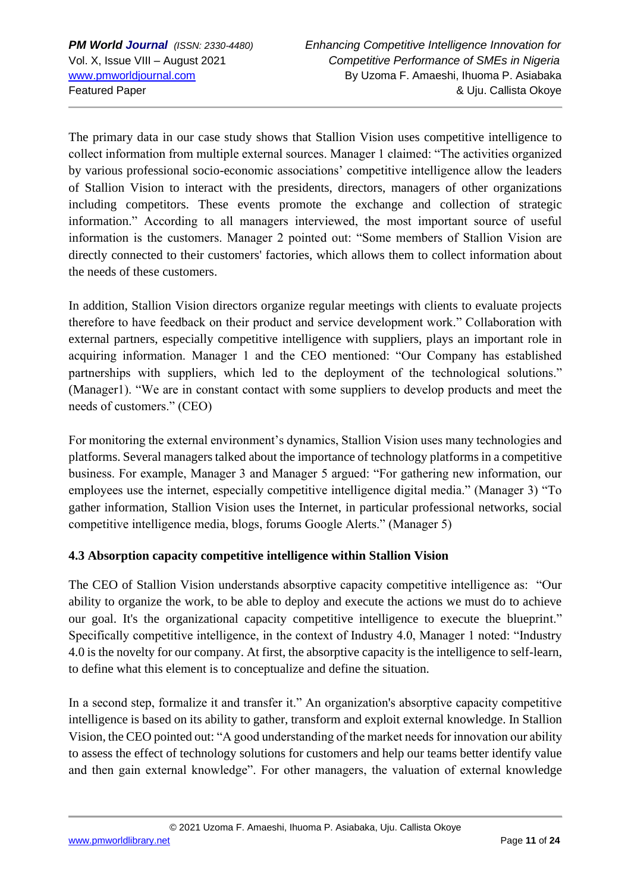The primary data in our case study shows that Stallion Vision uses competitive intelligence to collect information from multiple external sources. Manager 1 claimed: "The activities organized by various professional socio-economic associations' competitive intelligence allow the leaders of Stallion Vision to interact with the presidents, directors, managers of other organizations including competitors. These events promote the exchange and collection of strategic information." According to all managers interviewed, the most important source of useful information is the customers. Manager 2 pointed out: "Some members of Stallion Vision are directly connected to their customers' factories, which allows them to collect information about the needs of these customers.

In addition, Stallion Vision directors organize regular meetings with clients to evaluate projects therefore to have feedback on their product and service development work." Collaboration with external partners, especially competitive intelligence with suppliers, plays an important role in acquiring information. Manager 1 and the CEO mentioned: "Our Company has established partnerships with suppliers, which led to the deployment of the technological solutions." (Manager1). "We are in constant contact with some suppliers to develop products and meet the needs of customers." (CEO)

For monitoring the external environment's dynamics, Stallion Vision uses many technologies and platforms. Several managers talked about the importance of technology platforms in a competitive business. For example, Manager 3 and Manager 5 argued: "For gathering new information, our employees use the internet, especially competitive intelligence digital media." (Manager 3) "To gather information, Stallion Vision uses the Internet, in particular professional networks, social competitive intelligence media, blogs, forums Google Alerts." (Manager 5)

### 4.3 Absorption capacity competitive intelligence within Stallion Vision

The CEO of Stallion Vision understands absorptive capacity competitive intelligence as: "Our ability to organize the work, to be able to deploy and execute the actions we must do to achieve our goal. It's the organizational capacity competitive intelligence to execute the blueprint." Specifically competitive intelligence, in the context of Industry 4.0, Manager 1 noted: "Industry 4.0 is the novelty for our company. At first, the absorptive capacity is the intelligence to self-learn, to define what this element is to conceptualize and define the situation.

In a second step, formalize it and transfer it." An organization's absorptive capacity competitive intelligence is based on its ability to gather, transform and exploit external knowledge. In Stallion Vision, the CEO pointed out: "A good understanding of the market needs for innovation our ability to assess the effect of technology solutions for customers and help our teams better identify value and then gain external knowledge". For other managers, the valuation of external knowledge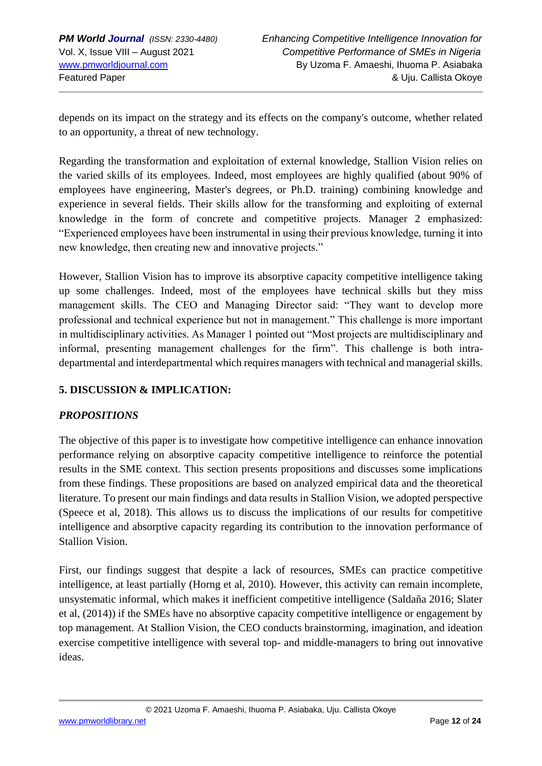depends on its impact on the strategy and its effects on the company's outcome, whether related to an opportunity, a threat of new technology.

Regarding the transformation and exploitation of external knowledge, Stallion Vision relies on the varied skills of its employees. Indeed, most employees are highly qualified (about 90% of employees have engineering, Master's degrees, or Ph.D. training) combining knowledge and experience in several fields. Their skills allow for the transforming and exploiting of external knowledge in the form of concrete and competitive projects. Manager 2 emphasized: "Experienced employees have been instrumental in using their previous knowledge, turning it into new knowledge, then creating new and innovative projects."

However, Stallion Vision has to improve its absorptive capacity competitive intelligence taking up some challenges. Indeed, most of the employees have technical skills but they miss management skills. The CEO and Managing Director said: "They want to develop more professional and technical experience but not in management." This challenge is more important in multidisciplinary activities. As Manager 1 pointed out "Most projects are multidisciplinary and informal, presenting management challenges for the firm". This challenge is both intra-departmental and interdepartmental which requires managers with technical and managerial skills.

## 5. DISCUSSION & IMPLICATION:

### *PROPOSITIONS*

The objective of this paper is to investigate how competitive intelligence can enhance innovation performance relying on absorptive capacity competitive intelligence to reinforce the potential results in the SME context. This section presents propositions and discusses some implications from these findings. These propositions are based on analyzed empirical data and the theoretical literature. To present our main findings and data results in Stallion Vision, we adopted perspective (Speece et al, 2018). This allows us to discuss the implications of our results for competitive intelligence and absorptive capacity regarding its contribution to the innovation performance of Stallion Vision.

First, our findings suggest that despite a lack of resources, SMEs can practice competitive intelligence, at least partially (Horng et al, 2010). However, this activity can remain incomplete, unsystematic informal, which makes it inefficient competitive intelligence (Saldaña 2016; Slater et al, (2014)) if the SMEs have no absorptive capacity competitive intelligence or engagement by top management. At Stallion Vision, the CEO conducts brainstorming, imagination, and ideation exercise competitive intelligence with several top- and middle-managers to bring out innovative ideas.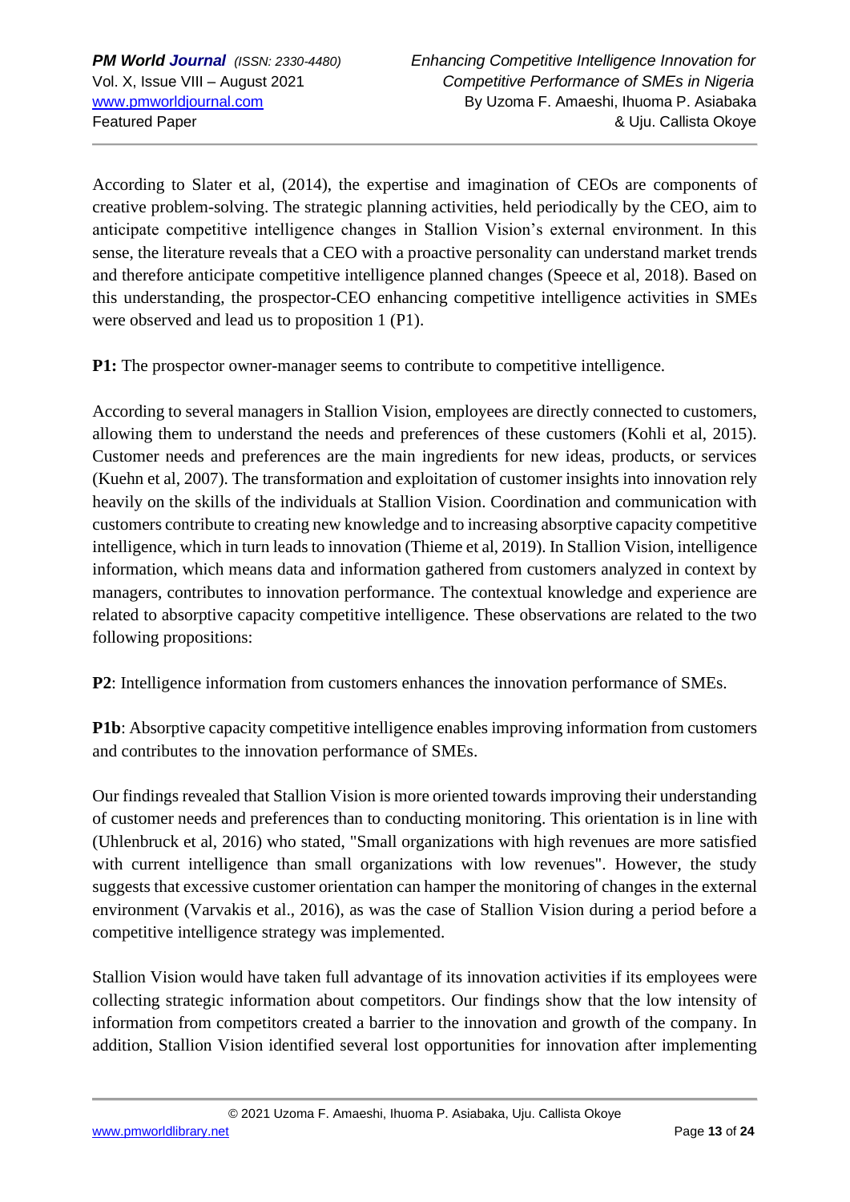According to Slater et al, (2014), the expertise and imagination of CEOs are components of creative problem-solving. The strategic planning activities, held periodically by the CEO, aim to anticipate competitive intelligence changes in Stallion Vision's external environment. In this sense, the literature reveals that a CEO with a proactive personality can understand market trends and therefore anticipate competitive intelligence planned changes (Speece et al, 2018). Based on this understanding, the prospector-CEO enhancing competitive intelligence activities in SMEs were observed and lead us to proposition 1 (P1).

**P1:** The prospector owner-manager seems to contribute to competitive intelligence.

According to several managers in Stallion Vision, employees are directly connected to customers, allowing them to understand the needs and preferences of these customers (Kohli et al, 2015). Customer needs and preferences are the main ingredients for new ideas, products, or services (Kuehn et al, 2007). The transformation and exploitation of customer insights into innovation rely heavily on the skills of the individuals at Stallion Vision. Coordination and communication with customers contribute to creating new knowledge and to increasing absorptive capacity competitive intelligence, which in turn leads to innovation (Thieme et al, 2019). In Stallion Vision, intelligence information, which means data and information gathered from customers analyzed in context by managers, contributes to innovation performance. The contextual knowledge and experience are related to absorptive capacity competitive intelligence. These observations are related to the two following propositions:

**P2**: Intelligence information from customers enhances the innovation performance of SMEs.

**P1b**: Absorptive capacity competitive intelligence enables improving information from customers and contributes to the innovation performance of SMEs.

Our findings revealed that Stallion Vision is more oriented towards improving their understanding of customer needs and preferences than to conducting monitoring. This orientation is in line with (Uhlenbruck et al, 2016) who stated, "Small organizations with high revenues are more satisfied with current intelligence than small organizations with low revenues". However, the study suggests that excessive customer orientation can hamper the monitoring of changes in the external environment (Varvakis et al., 2016), as was the case of Stallion Vision during a period before a competitive intelligence strategy was implemented.

Stallion Vision would have taken full advantage of its innovation activities if its employees were collecting strategic information about competitors. Our findings show that the low intensity of information from competitors created a barrier to the innovation and growth of the company. In addition, Stallion Vision identified several lost opportunities for innovation after implementing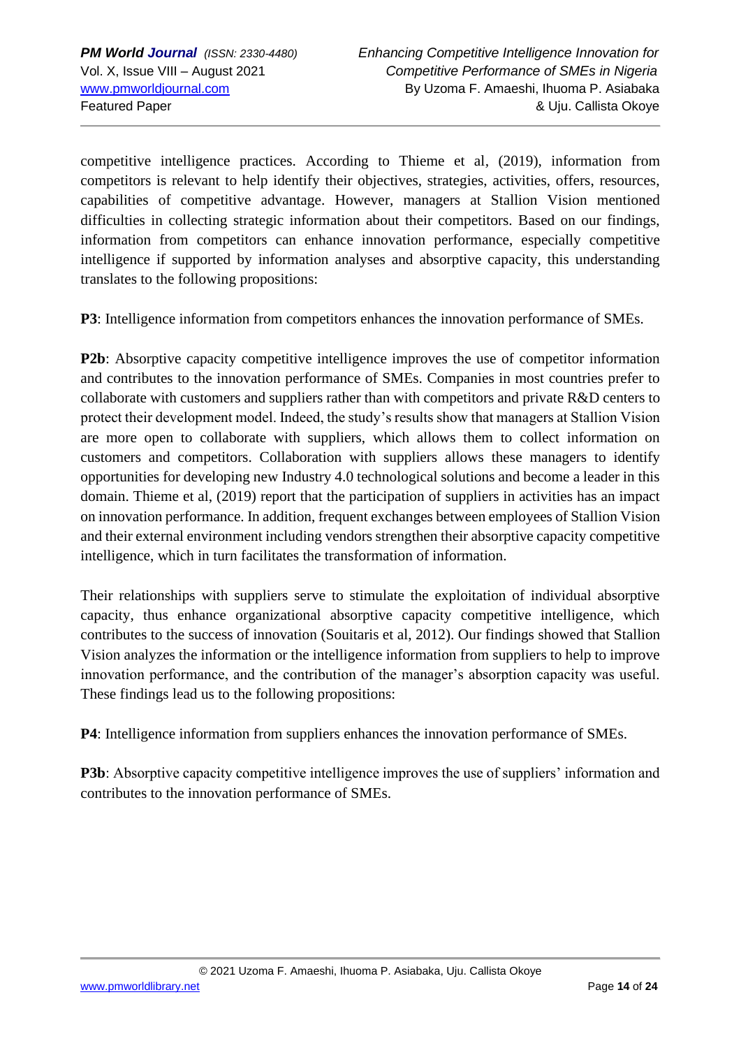competitive intelligence practices. According to Thieme et al, (2019), information from competitors is relevant to help identify their objectives, strategies, activities, offers, resources, capabilities of competitive advantage. However, managers at Stallion Vision mentioned difficulties in collecting strategic information about their competitors. Based on our findings, information from competitors can enhance innovation performance, especially competitive intelligence if supported by information analyses and absorptive capacity, this understanding translates to the following propositions:

**P3**: Intelligence information from competitors enhances the innovation performance of SMEs.

**P2b**: Absorptive capacity competitive intelligence improves the use of competitor information and contributes to the innovation performance of SMEs. Companies in most countries prefer to collaborate with customers and suppliers rather than with competitors and private R&D centers to protect their development model. Indeed, the study's results show that managers at Stallion Vision are more open to collaborate with suppliers, which allows them to collect information on customers and competitors. Collaboration with suppliers allows these managers to identify opportunities for developing new Industry 4.0 technological solutions and become a leader in this domain. Thieme et al, (2019) report that the participation of suppliers in activities has an impact on innovation performance. In addition, frequent exchanges between employees of Stallion Vision and their external environment including vendors strengthen their absorptive capacity competitive intelligence, which in turn facilitates the transformation of information.

Their relationships with suppliers serve to stimulate the exploitation of individual absorptive capacity, thus enhance organizational absorptive capacity competitive intelligence, which contributes to the success of innovation (Souitaris et al, 2012). Our findings showed that Stallion Vision analyzes the information or the intelligence information from suppliers to help to improve innovation performance, and the contribution of the manager's absorption capacity was useful. These findings lead us to the following propositions:

**P4**: Intelligence information from suppliers enhances the innovation performance of SMEs.

**P3b**: Absorptive capacity competitive intelligence improves the use of suppliers' information and contributes to the innovation performance of SMEs.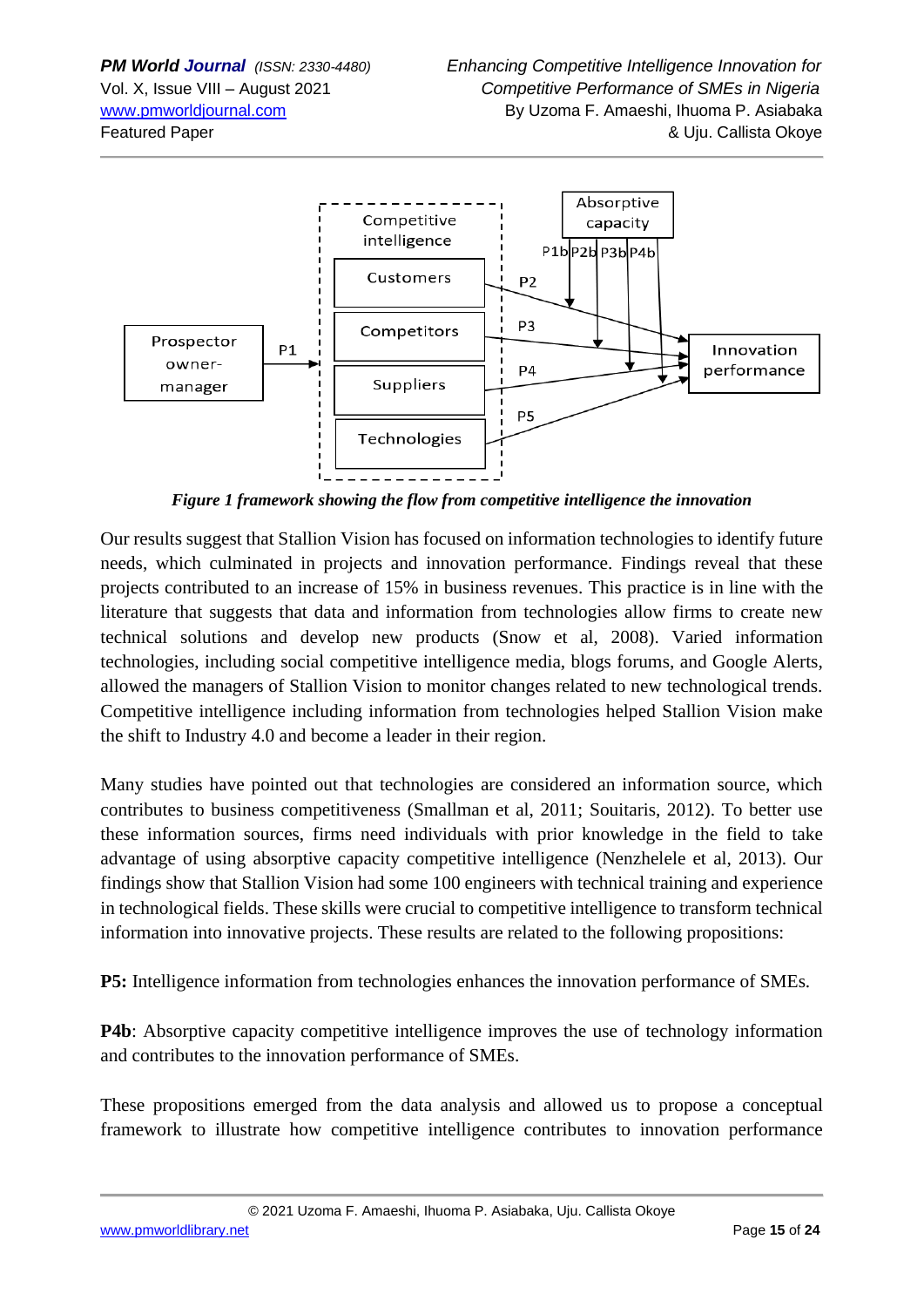*Figure 1 framework showing the flow from competitive intelligence the innovation*

Our results suggest that Stallion Vision has focused on information technologies to identify future needs, which culminated in projects and innovation performance. Findings reveal that these projects contributed to an increase of 15% in business revenues. This practice is in line with the literature that suggests that data and information from technologies allow firms to create new technical solutions and develop new products (Snow et al, 2008). Varied information technologies, including social competitive intelligence media, blogs forums, and Google Alerts, allowed the managers of Stallion Vision to monitor changes related to new technological trends. Competitive intelligence including information from technologies helped Stallion Vision make the shift to Industry 4.0 and become a leader in their region.

Many studies have pointed out that technologies are considered an information source, which contributes to business competitiveness (Smallman et al, 2011; Souitaris, 2012). To better use these information sources, firms need individuals with prior knowledge in the field to take advantage of using absorptive capacity competitive intelligence (Nenzhelele et al, 2013). Our findings show that Stallion Vision had some 100 engineers with technical training and experience in technological fields. These skills were crucial to competitive intelligence to transform technical information into innovative projects. These results are related to the following propositions:

**P5:** Intelligence information from technologies enhances the innovation performance of SMEs.

**P4b**: Absorptive capacity competitive intelligence improves the use of technology information and contributes to the innovation performance of SMEs.

These propositions emerged from the data analysis and allowed us to propose a conceptual framework to illustrate how competitive intelligence contributes to innovation performance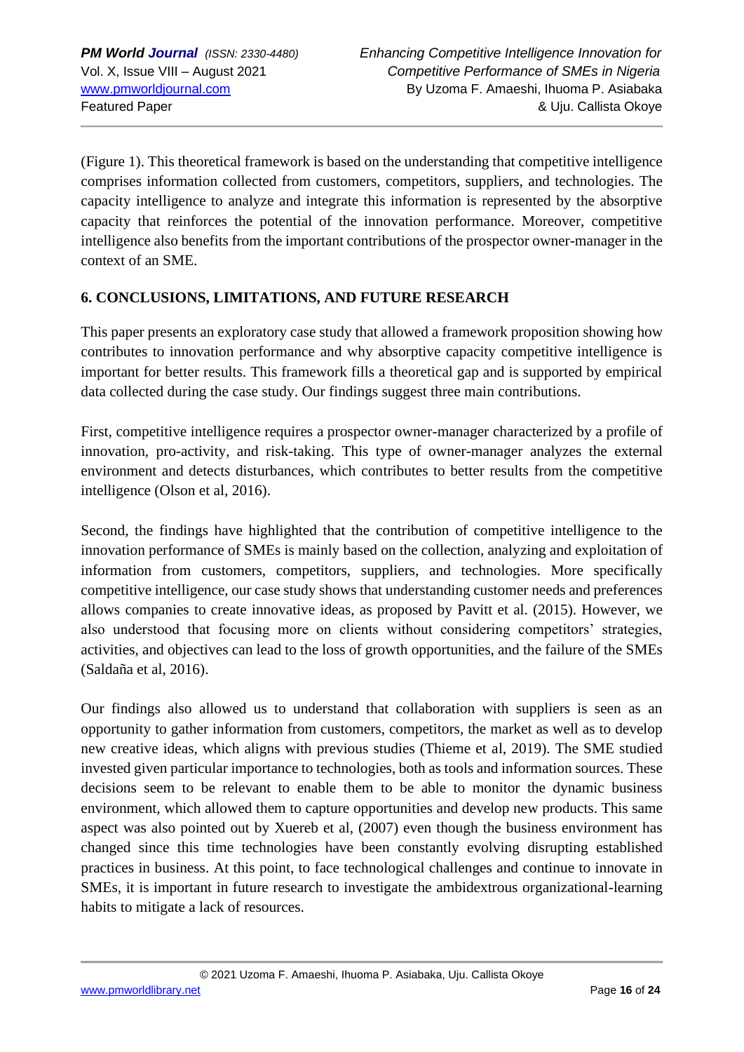(Figure 1). This theoretical framework is based on the understanding that competitive intelligence comprises information collected from customers, competitors, suppliers, and technologies. The capacity intelligence to analyze and integrate this information is represented by the absorptive capacity that reinforces the potential of the innovation performance. Moreover, competitive intelligence also benefits from the important contributions of the prospector owner-manager in the context of an SME.

## 6. CONCLUSIONS, LIMITATIONS, AND FUTURE RESEARCH

This paper presents an exploratory case study that allowed a framework proposition showing how contributes to innovation performance and why absorptive capacity competitive intelligence is important for better results. This framework fills a theoretical gap and is supported by empirical data collected during the case study. Our findings suggest three main contributions.

First, competitive intelligence requires a prospector owner-manager characterized by a profile of innovation, pro-activity, and risk-taking. This type of owner-manager analyzes the external environment and detects disturbances, which contributes to better results from the competitive intelligence (Olson et al, 2016).

Second, the findings have highlighted that the contribution of competitive intelligence to the innovation performance of SMEs is mainly based on the collection, analyzing and exploitation of information from customers, competitors, suppliers, and technologies. More specifically competitive intelligence, our case study shows that understanding customer needs and preferences allows companies to create innovative ideas, as proposed by Pavitt et al. (2015). However, we also understood that focusing more on clients without considering competitors' strategies, activities, and objectives can lead to the loss of growth opportunities, and the failure of the SMEs (Saldaña et al, 2016).

Our findings also allowed us to understand that collaboration with suppliers is seen as an opportunity to gather information from customers, competitors, the market as well as to develop new creative ideas, which aligns with previous studies (Thieme et al, 2019). The SME studied invested given particular importance to technologies, both as tools and information sources. These decisions seem to be relevant to enable them to be able to monitor the dynamic business environment, which allowed them to capture opportunities and develop new products. This same aspect was also pointed out by Xuereb et al, (2007) even though the business environment has changed since this time technologies have been constantly evolving disrupting established practices in business. At this point, to face technological challenges and continue to innovate in SMEs, it is important in future research to investigate the ambidextrous organizational-learning habits to mitigate a lack of resources.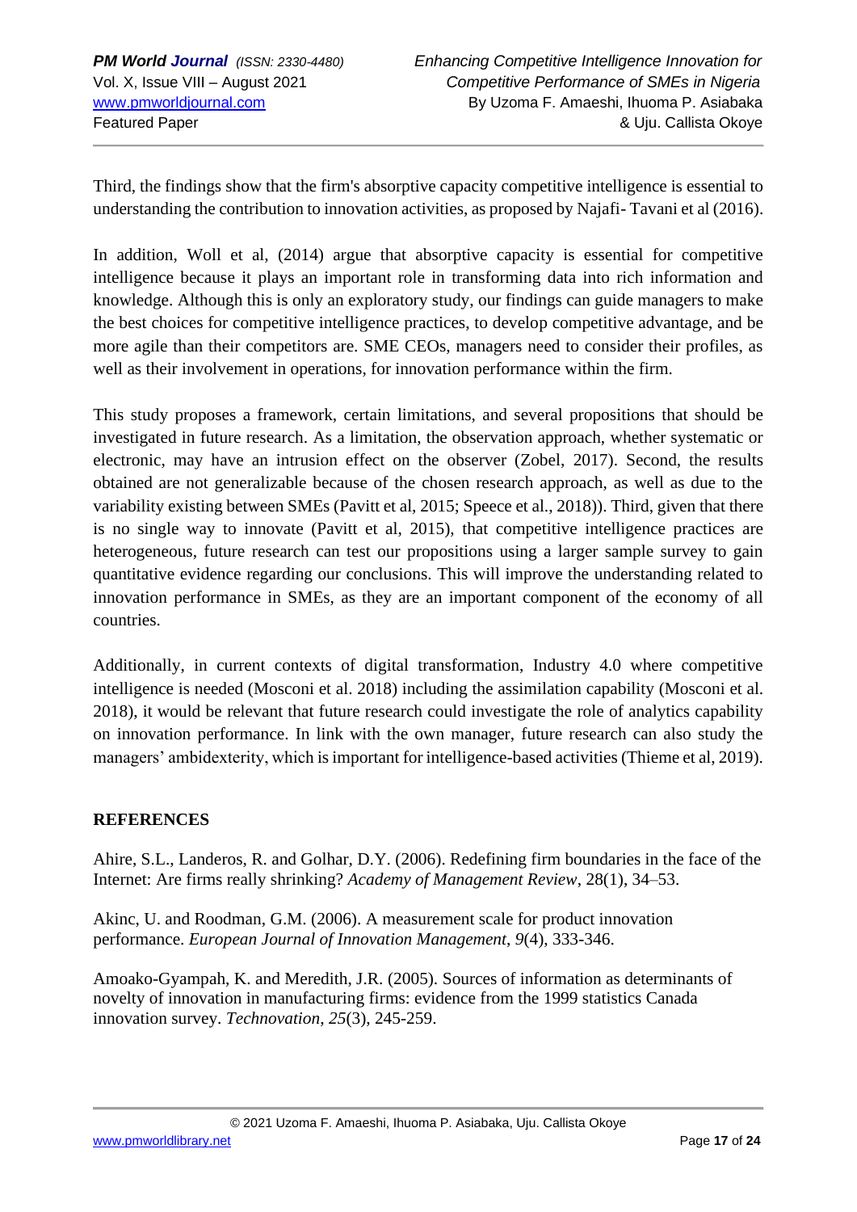Third, the findings show that the firm's absorptive capacity competitive intelligence is essential to understanding the contribution to innovation activities, as proposed by Najafi- Tavani et al (2016).

In addition, Woll et al, (2014) argue that absorptive capacity is essential for competitive intelligence because it plays an important role in transforming data into rich information and knowledge. Although this is only an exploratory study, our findings can guide managers to make the best choices for competitive intelligence practices, to develop competitive advantage, and be more agile than their competitors are. SME CEOs, managers need to consider their profiles, as well as their involvement in operations, for innovation performance within the firm.

This study proposes a framework, certain limitations, and several propositions that should be investigated in future research. As a limitation, the observation approach, whether systematic or electronic, may have an intrusion effect on the observer (Zobel, 2017). Second, the results obtained are not generalizable because of the chosen research approach, as well as due to the variability existing between SMEs (Pavitt et al, 2015; Speece et al., 2018)). Third, given that there is no single way to innovate (Pavitt et al, 2015), that competitive intelligence practices are heterogeneous, future research can test our propositions using a larger sample survey to gain quantitative evidence regarding our conclusions. This will improve the understanding related to innovation performance in SMEs, as they are an important component of the economy of all countries.

Additionally, in current contexts of digital transformation, Industry 4.0 where competitive intelligence is needed (Mosconi et al. 2018) including the assimilation capability (Mosconi et al. 2018), it would be relevant that future research could investigate the role of analytics capability on innovation performance. In link with the own manager, future research can also study the managers' ambidexterity, which is important for intelligence-based activities (Thieme et al, 2019).

## REFERENCES

Ahire, S.L., Landeros, R. and Golhar, D.Y. (2006). Redefining firm boundaries in the face of the Internet: Are firms really shrinking? *Academy of Management Review*, 28(1), 34–53.

Akinc, U. and Roodman, G.M. (2006). A measurement scale for product innovation performance. *European Journal of Innovation Management*, *9*(4), 333-346.

Amoako-Gyampah, K. and Meredith, J.R. (2005). Sources of information as determinants of novelty of innovation in manufacturing firms: evidence from the 1999 statistics Canada innovation survey. *Technovation*, *25*(3), 245-259.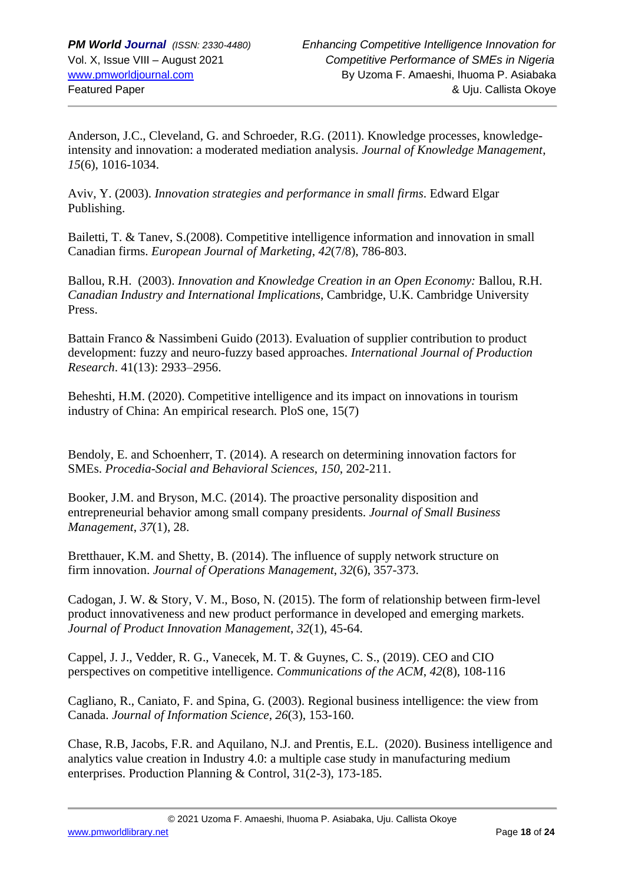Anderson, J.C., Cleveland, G. and Schroeder, R.G. (2011). Knowledge processes, knowledge-intensity and innovation: a moderated mediation analysis. *Journal of Knowledge Management*, *15*(6), 1016-1034.

Aviv, Y. (2003). *Innovation strategies and performance in small firms*. Edward Elgar Publishing.

Bailetti, T. & Tanev, S.(2008). Competitive intelligence information and innovation in small Canadian firms. *European Journal of Marketing*, *42*(7/8), 786-803.

Ballou, R.H. (2003). *Innovation and Knowledge Creation in an Open Economy:* Ballou, R.H. *Canadian Industry and International Implications*, Cambridge, U.K. Cambridge University Press.

Battain Franco & Nassimbeni Guido (2013). Evaluation of supplier contribution to product development: fuzzy and neuro-fuzzy based approaches. *International Journal of Production Research*. 41(13): 2933–2956.

Beheshti, H.M. (2020). Competitive intelligence and its impact on innovations in tourism industry of China: An empirical research. PloS one, 15(7)

Bendoly, E. and Schoenherr, T. (2014). A research on determining innovation factors for SMEs. *Procedia-Social and Behavioral Sciences*, *150*, 202-211.

Booker, J.M. and Bryson, M.C. (2014). The proactive personality disposition and entrepreneurial behavior among small company presidents. *Journal of Small Business Management*, *37*(1), 28.

Bretthauer, K.M. and Shetty, B. (2014). The influence of supply network structure on firm innovation. *Journal of Operations Management*, *32*(6), 357-373.

Cadogan, J. W. & Story, V. M., Boso, N. (2015). The form of relationship between firm-level product innovativeness and new product performance in developed and emerging markets. *Journal of Product Innovation Management*, *32*(1), 45-64.

Cappel, J. J., Vedder, R. G., Vanecek, M. T. & Guynes, C. S., (2019). CEO and CIO perspectives on competitive intelligence. *Communications of the ACM*, *42*(8), 108-116

Cagliano, R., Caniato, F. and Spina, G. (2003). Regional business intelligence: the view from Canada. *Journal of Information Science*, *26*(3), 153-160.

Chase, R.B, Jacobs, F.R. and Aquilano, N.J. and Prentis, E.L. (2020). Business intelligence and analytics value creation in Industry 4.0: a multiple case study in manufacturing medium enterprises. Production Planning & Control, 31(2-3), 173-185.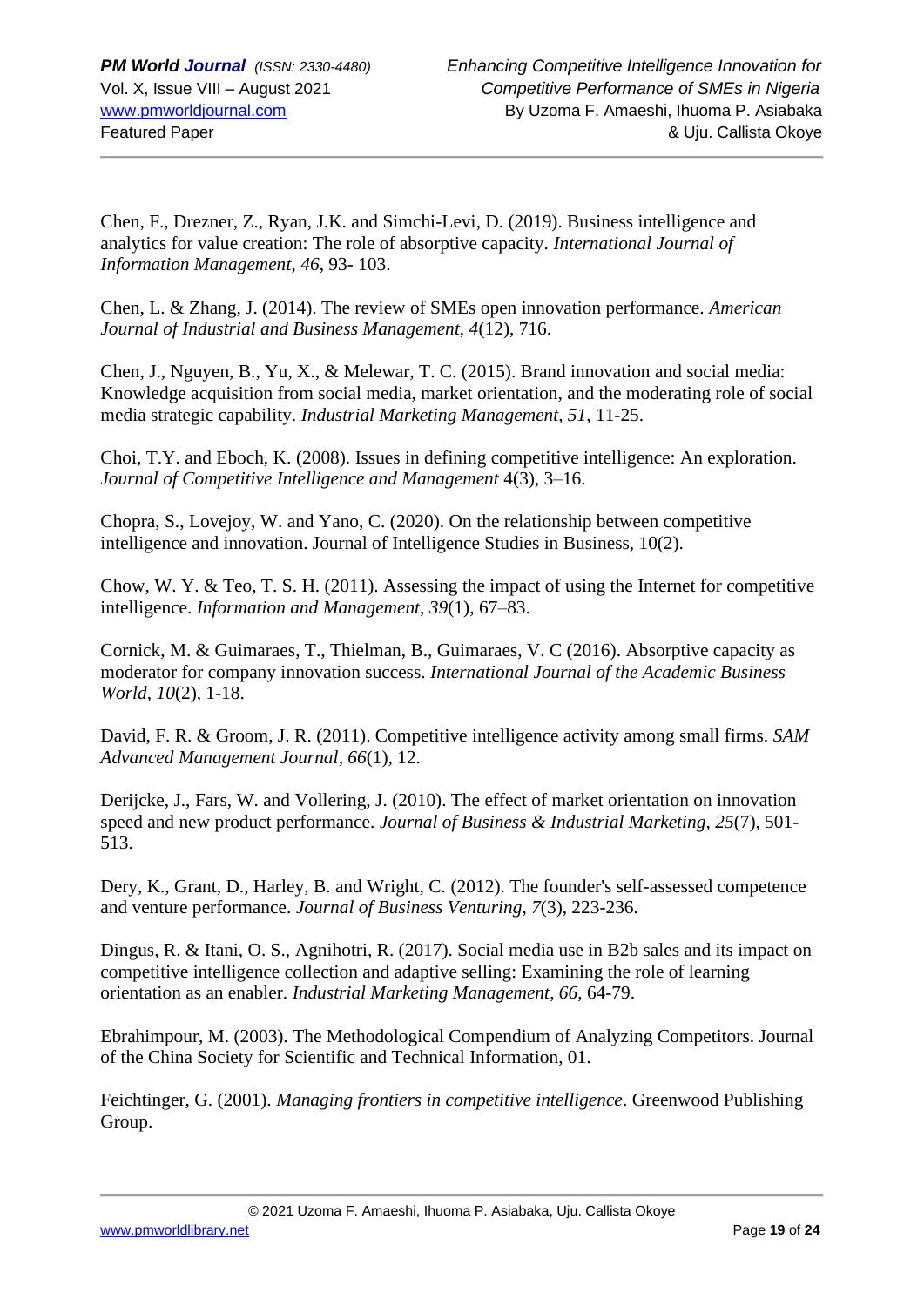Chen, F., Drezner, Z., Ryan, J.K. and Simchi-Levi, D. (2019). Business intelligence and analytics for value creation: The role of absorptive capacity. *International Journal of Information Management*, *46*, 93- 103.

Chen, L. & Zhang, J. (2014). The review of SMEs open innovation performance. *American Journal of Industrial and Business Management*, *4*(12), 716.

Chen, J., Nguyen, B., Yu, X., & Melewar, T. C. (2015). Brand innovation and social media: Knowledge acquisition from social media, market orientation, and the moderating role of social media strategic capability. *Industrial Marketing Management*, *51*, 11-25.

Choi, T.Y. and Eboch, K. (2008). Issues in defining competitive intelligence: An exploration. *Journal of Competitive Intelligence and Management* 4(3), 3–16.

Chopra, S., Lovejoy, W. and Yano, C. (2020). On the relationship between competitive intelligence and innovation. Journal of Intelligence Studies in Business, 10(2).

Chow, W. Y. & Teo, T. S. H. (2011). Assessing the impact of using the Internet for competitive intelligence. *Information and Management*, *39*(1), 67–83.

Cornick, M. & Guimaraes, T., Thielman, B., Guimaraes, V. C (2016). Absorptive capacity as moderator for company innovation success. *International Journal of the Academic Business World*, *10*(2), 1-18.

David, F. R. & Groom, J. R. (2011). Competitive intelligence activity among small firms. *SAM Advanced Management Journal*, *66*(1), 12.

Derijcke, J., Fars, W. and Vollering, J. (2010). The effect of market orientation on innovation speed and new product performance. *Journal of Business & Industrial Marketing*, *25*(7), 501-513.

Dery, K., Grant, D., Harley, B. and Wright, C. (2012). The founder's self-assessed competence and venture performance. *Journal of Business Venturing*, *7*(3), 223-236.

Dingus, R. & Itani, O. S., Agnihotri, R. (2017). Social media use in B2b sales and its impact on competitive intelligence collection and adaptive selling: Examining the role of learning orientation as an enabler. *Industrial Marketing Management*, *66*, 64-79.

Ebrahimpour, M. (2003). The Methodological Compendium of Analyzing Competitors. Journal of the China Society for Scientific and Technical Information, 01.

Feichtinger, G. (2001). *Managing frontiers in competitive intelligence*. Greenwood Publishing Group.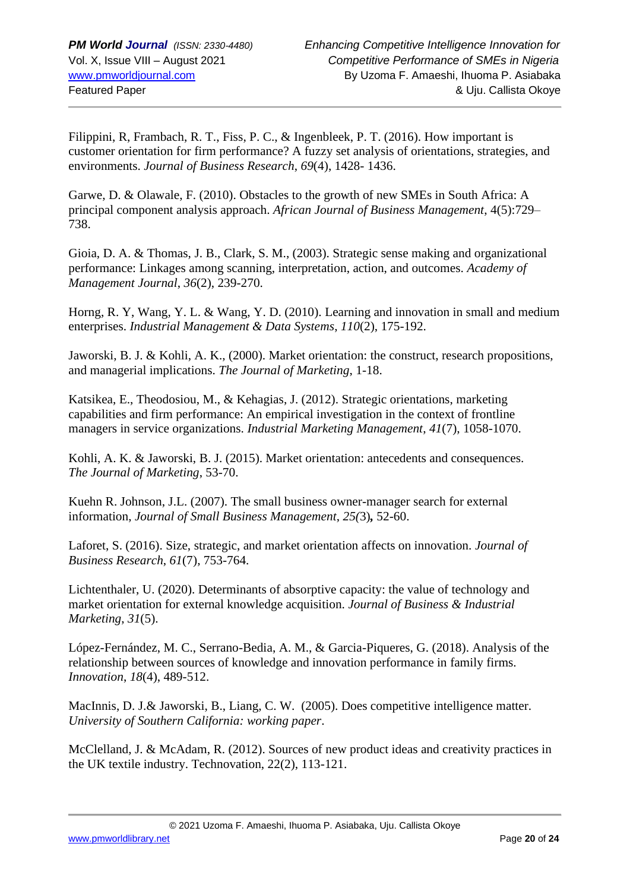Filippini, R, Frambach, R. T., Fiss, P. C., & Ingenbleek, P. T. (2016). How important is customer orientation for firm performance? A fuzzy set analysis of orientations, strategies, and environments. *Journal of Business Research*, *69*(4), 1428- 1436.

Garwe, D. & Olawale, F. (2010). Obstacles to the growth of new SMEs in South Africa: A principal component analysis approach. *African Journal of Business Management*, 4(5):729–738.

Gioia, D. A. & Thomas, J. B., Clark, S. M., (2003). Strategic sense making and organizational performance: Linkages among scanning, interpretation, action, and outcomes. *Academy of Management Journal*, *36*(2), 239-270.

Horng, R. Y, Wang, Y. L. & Wang, Y. D. (2010). Learning and innovation in small and medium enterprises. *Industrial Management & Data Systems*, *110*(2), 175-192.

Jaworski, B. J. & Kohli, A. K., (2000). Market orientation: the construct, research propositions, and managerial implications. *The Journal of Marketing*, 1-18.

Katsikea, E., Theodosiou, M., & Kehagias, J. (2012). Strategic orientations, marketing capabilities and firm performance: An empirical investigation in the context of frontline managers in service organizations. *Industrial Marketing Management*, *41*(7), 1058-1070.

Kohli, A. K. & Jaworski, B. J. (2015). Market orientation: antecedents and consequences. *The Journal of Marketing*, 53-70.

Kuehn R. Johnson, J.L. (2007). The small business owner-manager search for external information, *Journal of Small Business Management*, *25(*3)**,** 52-60.

Laforet, S. (2016). Size, strategic, and market orientation affects on innovation. *Journal of Business Research*, *61*(7), 753-764.

Lichtenthaler, U. (2020). Determinants of absorptive capacity: the value of technology and market orientation for external knowledge acquisition. *Journal of Business & Industrial Marketing*, *31*(5).

López-Fernández, M. C., Serrano-Bedia, A. M., & Garcia-Piqueres, G. (2018). Analysis of the relationship between sources of knowledge and innovation performance in family firms. *Innovation*, *18*(4), 489-512.

MacInnis, D. J.& Jaworski, B., Liang, C. W. (2005). Does competitive intelligence matter. *University of Southern California: working paper*.

McClelland, J. & McAdam, R. (2012). Sources of new product ideas and creativity practices in the UK textile industry. Technovation, 22(2), 113-121.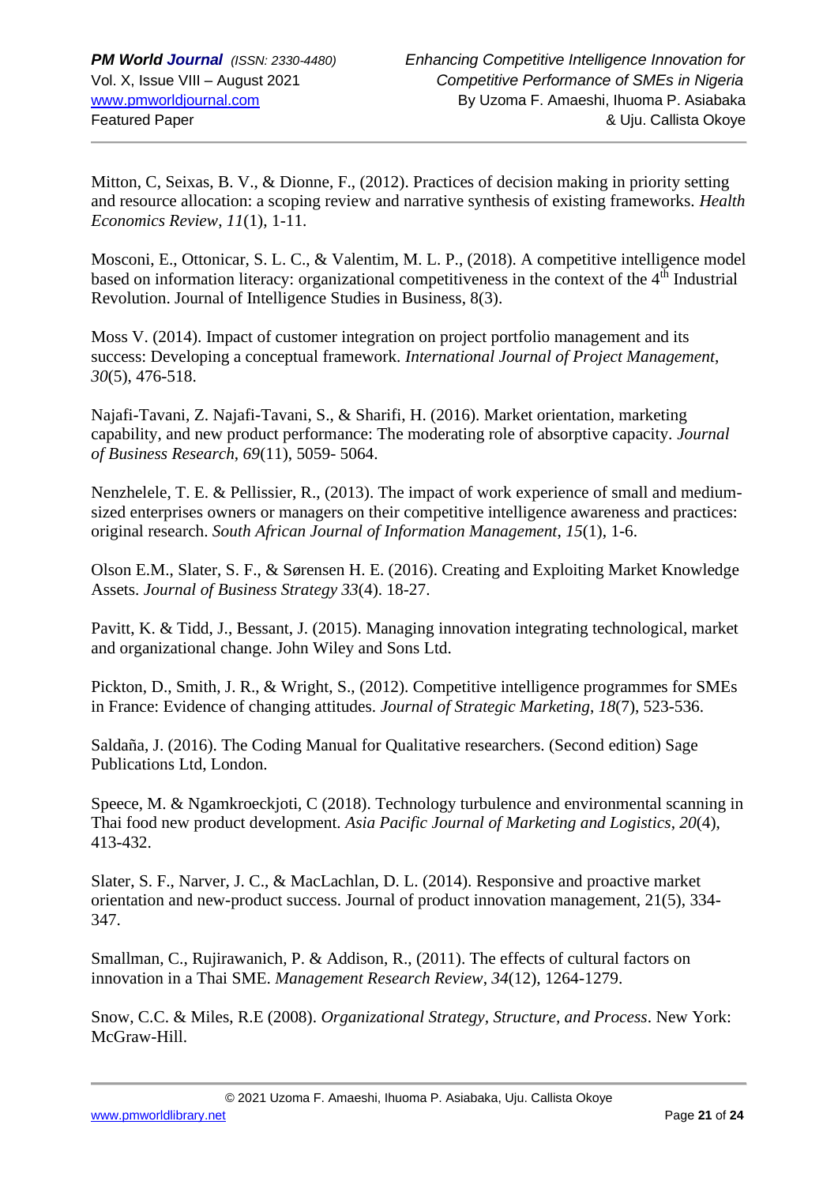Mitton, C, Seixas, B. V., & Dionne, F., (2012). Practices of decision making in priority setting and resource allocation: a scoping review and narrative synthesis of existing frameworks. *Health Economics Review*, *11*(1), 1-11.

Mosconi, E., Ottonicar, S. L. C., & Valentim, M. L. P., (2018). A competitive intelligence model based on information literacy: organizational competitiveness in the context of the 4th Industrial Revolution. Journal of Intelligence Studies in Business, 8(3).

Moss V. (2014). Impact of customer integration on project portfolio management and its success: Developing a conceptual framework. *International Journal of Project Management*, *30*(5), 476-518.

Najafi-Tavani, Z. Najafi-Tavani, S., & Sharifi, H. (2016). Market orientation, marketing capability, and new product performance: The moderating role of absorptive capacity. *Journal of Business Research*, *69*(11), 5059- 5064.

Nenzhelele, T. E. & Pellissier, R., (2013). The impact of work experience of small and medium-sized enterprises owners or managers on their competitive intelligence awareness and practices: original research. *South African Journal of Information Management*, *15*(1), 1-6.

Olson E.M., Slater, S. F., & Sørensen H. E. (2016). Creating and Exploiting Market Knowledge Assets. *Journal of Business Strategy 33*(4). 18-27.

Pavitt, K. & Tidd, J., Bessant, J. (2015). Managing innovation integrating technological, market and organizational change. John Wiley and Sons Ltd.

Pickton, D., Smith, J. R., & Wright, S., (2012). Competitive intelligence programmes for SMEs in France: Evidence of changing attitudes. *Journal of Strategic Marketing*, *18*(7), 523-536.

Saldaña, J. (2016). The Coding Manual for Qualitative researchers. (Second edition) Sage Publications Ltd, London.

Speece, M. & Ngamkroeckjoti, C (2018). Technology turbulence and environmental scanning in Thai food new product development. *Asia Pacific Journal of Marketing and Logistics*, *20*(4), 413-432.

Slater, S. F., Narver, J. C., & MacLachlan, D. L. (2014). Responsive and proactive market orientation and new-product success. Journal of product innovation management, 21(5), 334-347.

Smallman, C., Rujirawanich, P. & Addison, R., (2011). The effects of cultural factors on innovation in a Thai SME. *Management Research Review*, *34*(12), 1264-1279.

Snow, C.C. & Miles, R.E (2008). *Organizational Strategy, Structure, and Process*. New York: McGraw-Hill.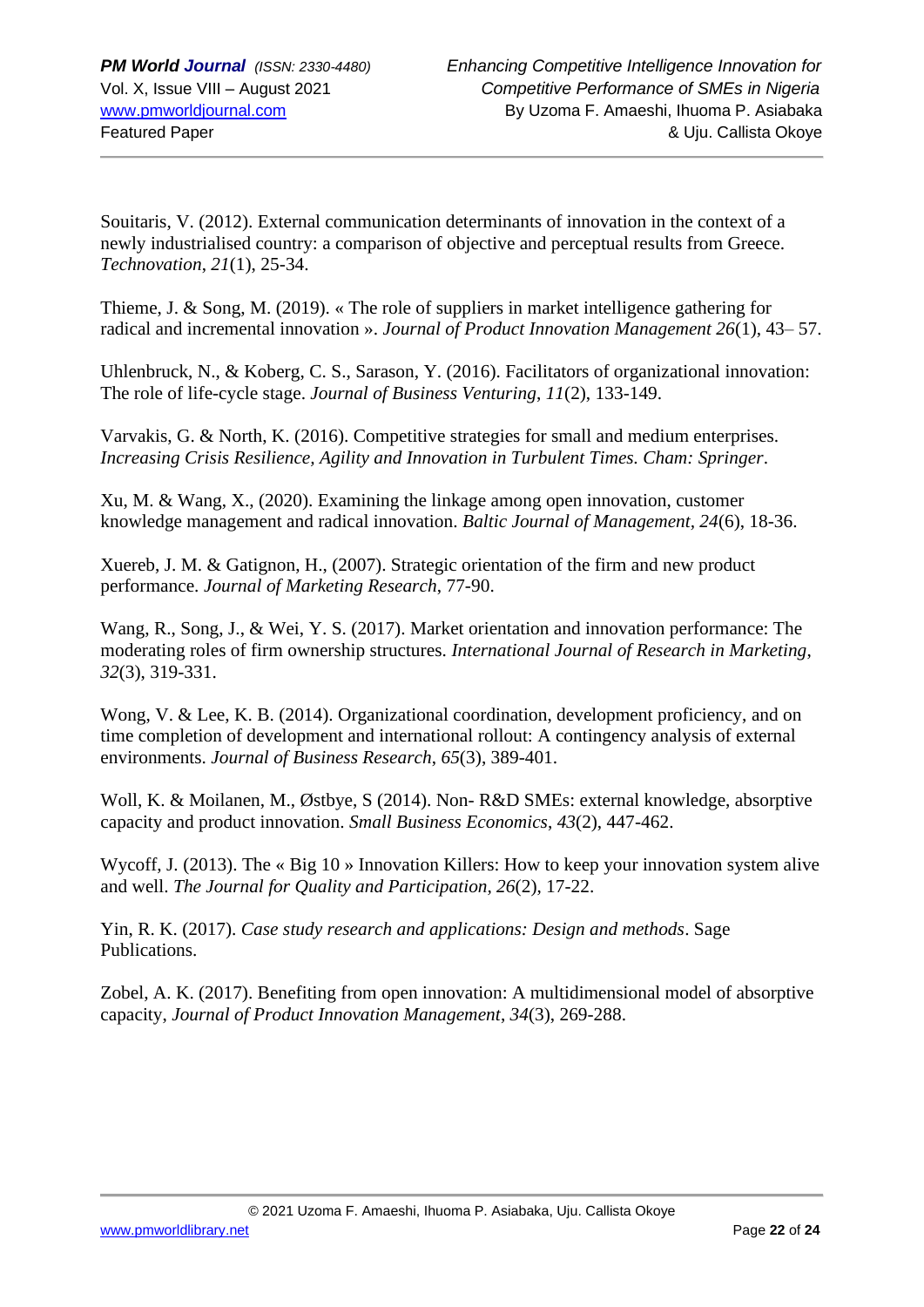Souitaris, V. (2012). External communication determinants of innovation in the context of a newly industrialised country: a comparison of objective and perceptual results from Greece. *Technovation*, *21*(1), 25-34.

Thieme, J. & Song, M. (2019). « The role of suppliers in market intelligence gathering for radical and incremental innovation ». *Journal of Product Innovation Management 26*(1), 43– 57.

Uhlenbruck, N., & Koberg, C. S., Sarason, Y. (2016). Facilitators of organizational innovation: The role of life-cycle stage. *Journal of Business Venturing*, *11*(2), 133-149.

Varvakis, G. & North, K. (2016). Competitive strategies for small and medium enterprises. *Increasing Crisis Resilience, Agility and Innovation in Turbulent Times. Cham: Springer*.

Xu, M. & Wang, X., (2020). Examining the linkage among open innovation, customer knowledge management and radical innovation. *Baltic Journal of Management, 24*(6), 18-36.

Xuereb, J. M. & Gatignon, H., (2007). Strategic orientation of the firm and new product performance. *Journal of Marketing Research*, 77-90.

Wang, R., Song, J., & Wei, Y. S. (2017). Market orientation and innovation performance: The moderating roles of firm ownership structures. *International Journal of Research in Marketing*, *32*(3), 319-331.

Wong, V. & Lee, K. B. (2014). Organizational coordination, development proficiency, and on time completion of development and international rollout: A contingency analysis of external environments. *Journal of Business Research*, *65*(3), 389-401.

Woll, K. & Moilanen, M., Østbye, S (2014). Non- R&D SMEs: external knowledge, absorptive capacity and product innovation. *Small Business Economics*, *43*(2), 447-462.

Wycoff, J. (2013). The « Big 10 » Innovation Killers: How to keep your innovation system alive and well. *The Journal for Quality and Participation*, *26*(2), 17-22.

Yin, R. K. (2017). *Case study research and applications: Design and methods*. Sage Publications.

Zobel, A. K. (2017). Benefiting from open innovation: A multidimensional model of absorptive capacity, *Journal of Product Innovation Management*, *34*(3), 269-288.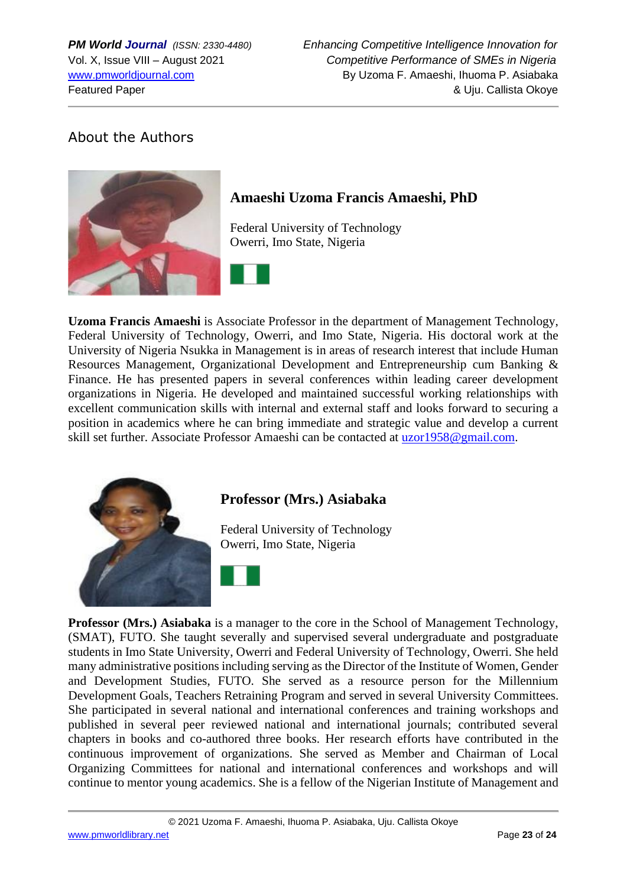## About the Authors

### Amaeshi Uzoma Francis Amaeshi, PhD

Federal University of Technology
Owerri, Imo State, Nigeria

**Uzoma Francis Amaeshi** is Associate Professor in the department of Management Technology, Federal University of Technology, Owerri, and Imo State, Nigeria. His doctoral work at the University of Nigeria Nsukka in Management is in areas of research interest that include Human Resources Management, Organizational Development and Entrepreneurship cum Banking & Finance. He has presented papers in several conferences within leading career development organizations in Nigeria. He developed and maintained successful working relationships with excellent communication skills with internal and external staff and looks forward to securing a position in academics where he can bring immediate and strategic value and develop a current skill set further. Associate Professor Amaeshi can be contacted at uzor1958@gmail.com.

### Professor (Mrs.) Asiabaka

Federal University of Technology
Owerri, Imo State, Nigeria

**Professor (Mrs.) Asiabaka** is a manager to the core in the School of Management Technology, (SMAT), FUTO. She taught severally and supervised several undergraduate and postgraduate students in Imo State University, Owerri and Federal University of Technology, Owerri. She held many administrative positions including serving as the Director of the Institute of Women, Gender and Development Studies, FUTO. She served as a resource person for the Millennium Development Goals, Teachers Retraining Program and served in several University Committees. She participated in several national and international conferences and training workshops and published in several peer reviewed national and international journals; contributed several chapters in books and co-authored three books. Her research efforts have contributed in the continuous improvement of organizations. She served as Member and Chairman of Local Organizing Committees for national and international conferences and workshops and will continue to mentor young academics. She is a fellow of the Nigerian Institute of Management and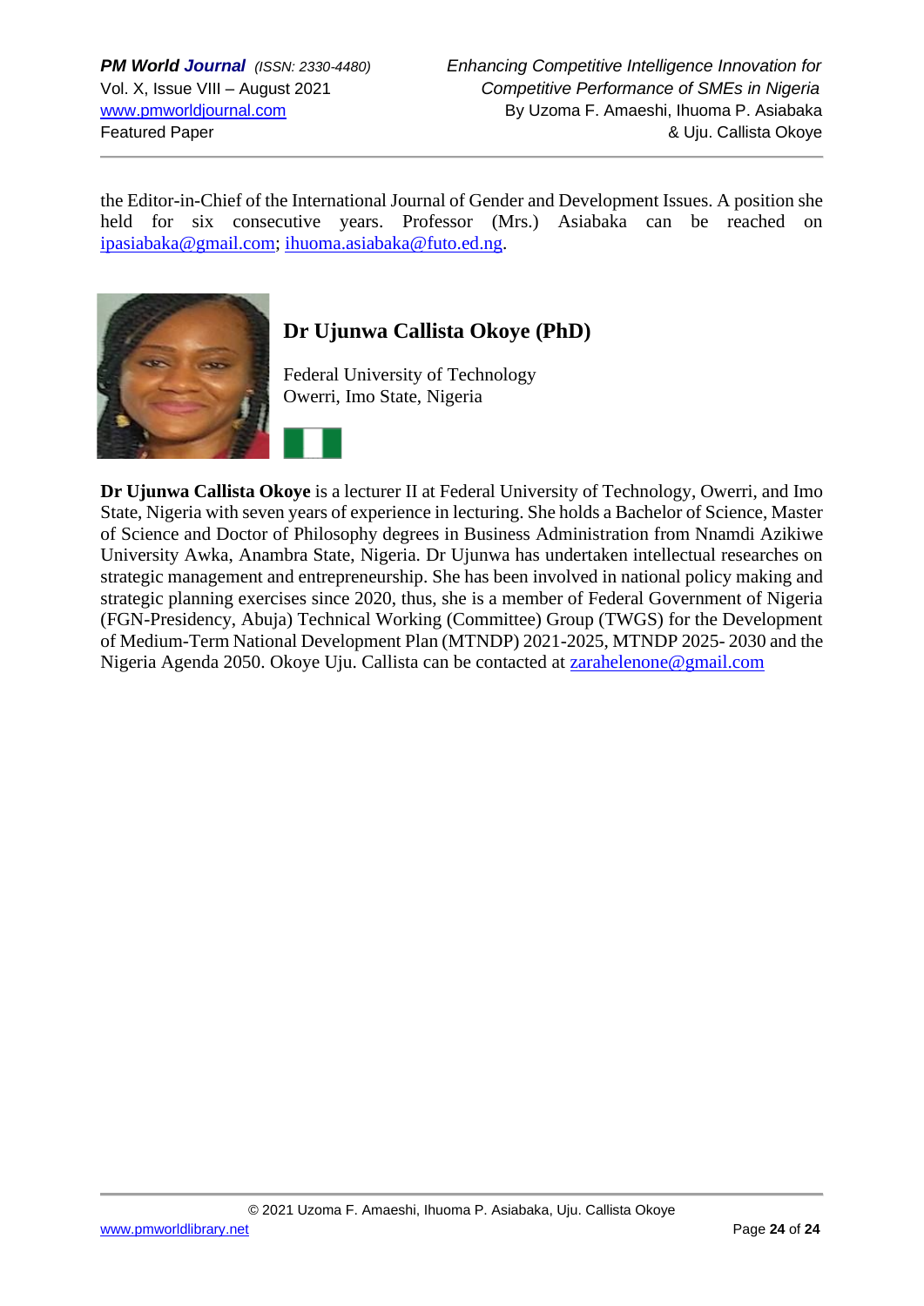the Editor-in-Chief of the International Journal of Gender and Development Issues. A position she held for six consecutive years. Professor (Mrs.) Asiabaka can be reached on ipasiabaka@gmail.com; ihuoma.asiabaka@futo.ed.ng.

## Dr Ujunwa Callista Okoye (PhD)

Federal University of Technology
Owerri, Imo State, Nigeria

**Dr Ujunwa Callista Okoye** is a lecturer II at Federal University of Technology, Owerri, and Imo State, Nigeria with seven years of experience in lecturing. She holds a Bachelor of Science, Master of Science and Doctor of Philosophy degrees in Business Administration from Nnamdi Azikiwe University Awka, Anambra State, Nigeria. Dr Ujunwa has undertaken intellectual researches on strategic management and entrepreneurship. She has been involved in national policy making and strategic planning exercises since 2020, thus, she is a member of Federal Government of Nigeria (FGN-Presidency, Abuja) Technical Working (Committee) Group (TWGS) for the Development of Medium-Term National Development Plan (MTNDP) 2021-2025, MTNDP 2025- 2030 and the Nigeria Agenda 2050. Okoye Uju. Callista can be contacted at zarahelenone@gmail.com